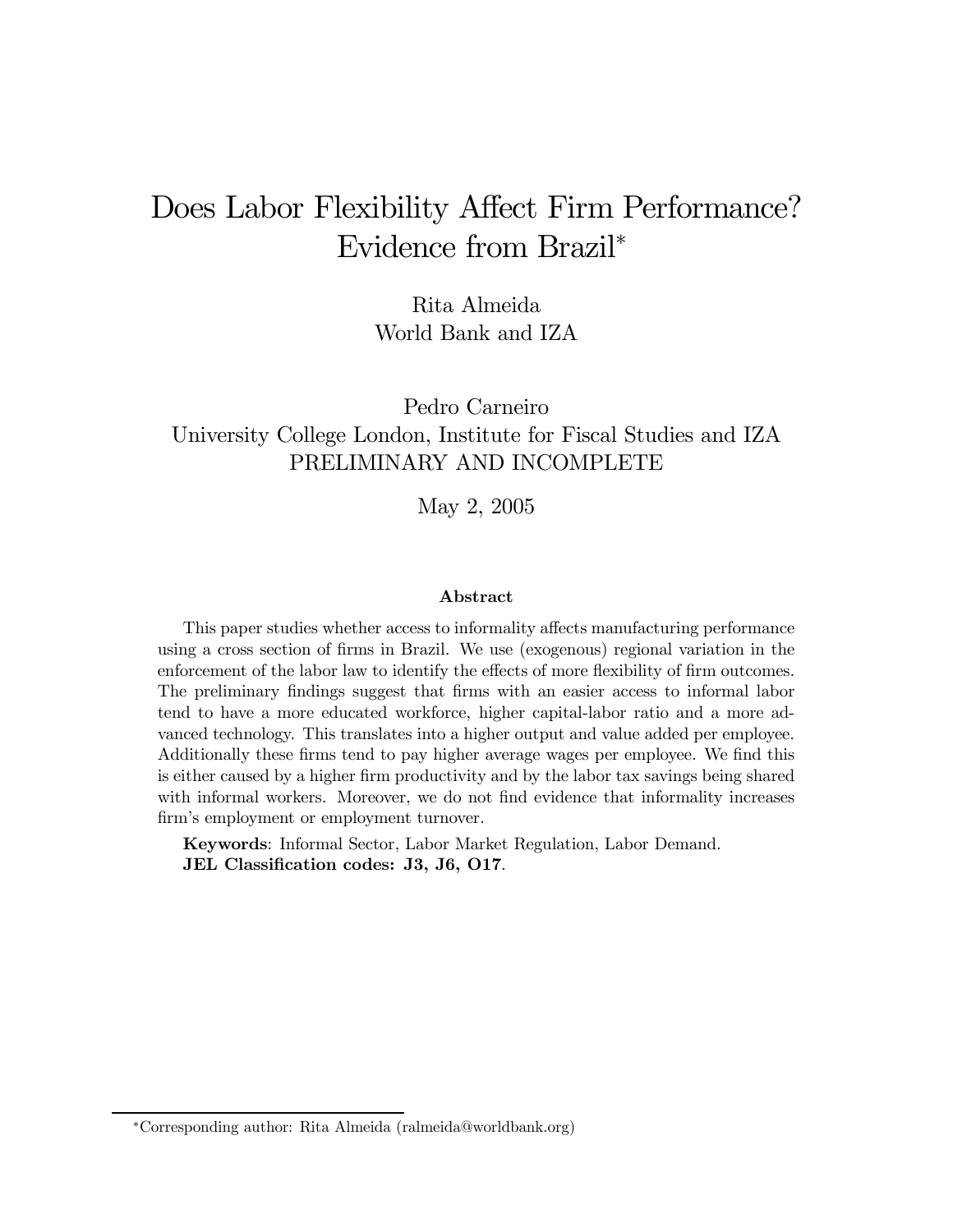# Does Labor Flexibility Affect Firm Performance? Evidence from Brazil[*]

Rita Almeida
World Bank and IZA

Pedro Carneiro
University College London, Institute for Fiscal Studies and IZA
PRELIMINARY AND INCOMPLETE

May 2, 2005

### Abstract

This paper studies whether access to informality affects manufacturing performance using a cross section of firms in Brazil. We use (exogenous) regional variation in the enforcement of the labor law to identify the effects of more flexibility of firm outcomes. The preliminary findings suggest that firms with an easier access to informal labor tend to have a more educated workforce, higher capital-labor ratio and a more advanced technology. This translates into a higher output and value added per employee. Additionally these firms tend to pay higher average wages per employee. We find this is either caused by a higher firm productivity and by the labor tax savings being shared with informal workers. Moreover, we do not find evidence that informality increases firm's employment or employment turnover.

**Keywords**: Informal Sector, Labor Market Regulation, Labor Demand.
**JEL Classification codes: J3, J6, O17**.

[*]Corresponding author: Rita Almeida (ralmeida@worldbank.org)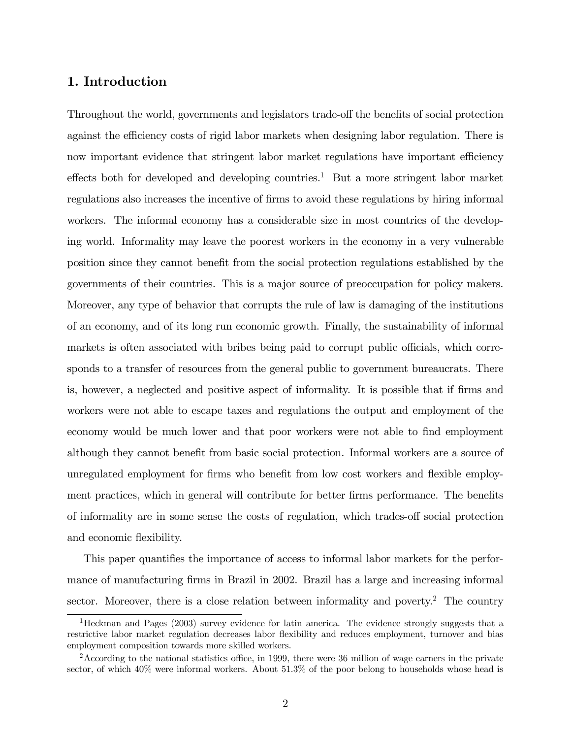## 1. Introduction

Throughout the world, governments and legislators trade-off the benefits of social protection against the efficiency costs of rigid labor markets when designing labor regulation. There is now important evidence that stringent labor market regulations have important efficiency effects both for developed and developing countries.[1] But a more stringent labor market regulations also increases the incentive of firms to avoid these regulations by hiring informal workers. The informal economy has a considerable size in most countries of the developing world. Informality may leave the poorest workers in the economy in a very vulnerable position since they cannot benefit from the social protection regulations established by the governments of their countries. This is a major source of preoccupation for policy makers. Moreover, any type of behavior that corrupts the rule of law is damaging of the institutions of an economy, and of its long run economic growth. Finally, the sustainability of informal markets is often associated with bribes being paid to corrupt public officials, which corresponds to a transfer of resources from the general public to government bureaucrats. There is, however, a neglected and positive aspect of informality. It is possible that if firms and workers were not able to escape taxes and regulations the output and employment of the economy would be much lower and that poor workers were not able to find employment although they cannot benefit from basic social protection. Informal workers are a source of unregulated employment for firms who benefit from low cost workers and flexible employment practices, which in general will contribute for better firms performance. The benefits of informality are in some sense the costs of regulation, which trades-off social protection and economic flexibility.

This paper quantifies the importance of access to informal labor markets for the performance of manufacturing firms in Brazil in 2002. Brazil has a large and increasing informal sector. Moreover, there is a close relation between informality and poverty.[2] The country

[1] Heckman and Pages (2003) survey evidence for latin america. The evidence strongly suggests that a restrictive labor market regulation decreases labor flexibility and reduces employment, turnover and bias employment composition towards more skilled workers.

[2] According to the national statistics office, in 1999, there were 36 million of wage earners in the private sector, of which 40% were informal workers. About 51.3% of the poor belong to households whose head is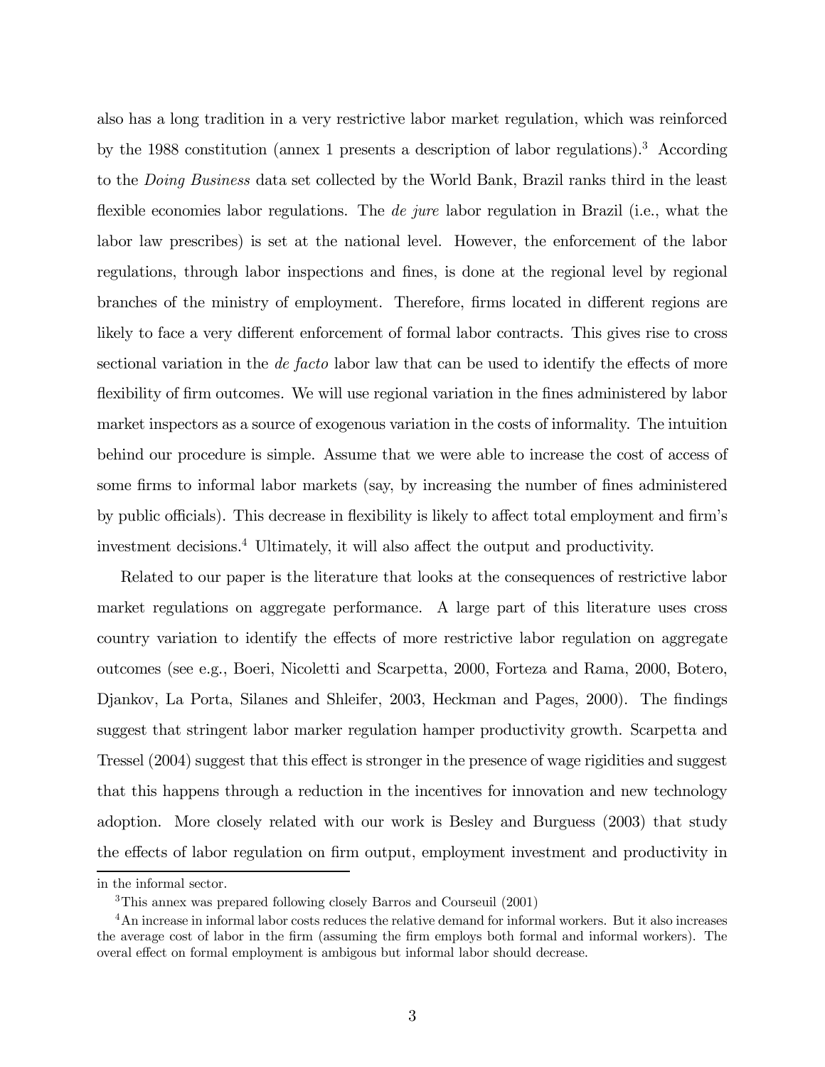also has a long tradition in a very restrictive labor market regulation, which was reinforced by the 1988 constitution (annex 1 presents a description of labor regulations).[3] According to the *Doing Business* data set collected by the World Bank, Brazil ranks third in the least flexible economies labor regulations. The *de jure* labor regulation in Brazil (i.e., what the labor law prescribes) is set at the national level. However, the enforcement of the labor regulations, through labor inspections and fines, is done at the regional level by regional branches of the ministry of employment. Therefore, firms located in different regions are likely to face a very different enforcement of formal labor contracts. This gives rise to cross sectional variation in the *de facto* labor law that can be used to identify the effects of more flexibility of firm outcomes. We will use regional variation in the fines administered by labor market inspectors as a source of exogenous variation in the costs of informality. The intuition behind our procedure is simple. Assume that we were able to increase the cost of access of some firms to informal labor markets (say, by increasing the number of fines administered by public officials). This decrease in flexibility is likely to affect total employment and firm's investment decisions.[4] Ultimately, it will also affect the output and productivity.

Related to our paper is the literature that looks at the consequences of restrictive labor market regulations on aggregate performance. A large part of this literature uses cross country variation to identify the effects of more restrictive labor regulation on aggregate outcomes (see e.g., Boeri, Nicoletti and Scarpetta, 2000, Forteza and Rama, 2000, Botero, Djankov, La Porta, Silanes and Shleifer, 2003, Heckman and Pages, 2000). The findings suggest that stringent labor marker regulation hamper productivity growth. Scarpetta and Tressel (2004) suggest that this effect is stronger in the presence of wage rigidities and suggest that this happens through a reduction in the incentives for innovation and new technology adoption. More closely related with our work is Besley and Burguess (2003) that study the effects of labor regulation on firm output, employment investment and productivity in

---

in the informal sector.

[3] This annex was prepared following closely Barros and Courseuil (2001)

[4] An increase in informal labor costs reduces the relative demand for informal workers. But it also increases the average cost of labor in the firm (assuming the firm employs both formal and informal workers). The overal effect on formal employment is ambigous but informal labor should decrease.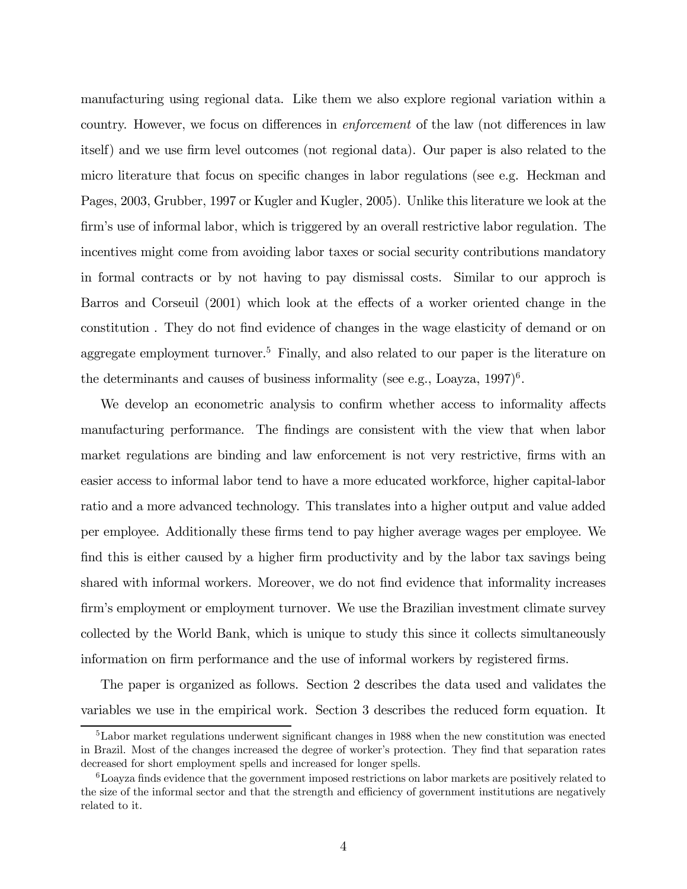manufacturing using regional data. Like them we also explore regional variation within a country. However, we focus on differences in *enforcement* of the law (not differences in law itself) and we use firm level outcomes (not regional data). Our paper is also related to the micro literature that focus on specific changes in labor regulations (see e.g. Heckman and Pages, 2003, Grubber, 1997 or Kugler and Kugler, 2005). Unlike this literature we look at the firm's use of informal labor, which is triggered by an overall restrictive labor regulation. The incentives might come from avoiding labor taxes or social security contributions mandatory in formal contracts or by not having to pay dismissal costs. Similar to our approch is Barros and Corseuil (2001) which look at the effects of a worker oriented change in the constitution . They do not find evidence of changes in the wage elasticity of demand or on aggregate employment turnover.[5] Finally, and also related to our paper is the literature on the determinants and causes of business informality (see e.g., Loayza, 1997)[6].

We develop an econometric analysis to confirm whether access to informality affects manufacturing performance. The findings are consistent with the view that when labor market regulations are binding and law enforcement is not very restrictive, firms with an easier access to informal labor tend to have a more educated workforce, higher capital-labor ratio and a more advanced technology. This translates into a higher output and value added per employee. Additionally these firms tend to pay higher average wages per employee. We find this is either caused by a higher firm productivity and by the labor tax savings being shared with informal workers. Moreover, we do not find evidence that informality increases firm's employment or employment turnover. We use the Brazilian investment climate survey collected by the World Bank, which is unique to study this since it collects simultaneously information on firm performance and the use of informal workers by registered firms.

The paper is organized as follows. Section 2 describes the data used and validates the variables we use in the empirical work. Section 3 describes the reduced form equation. It

[5] Labor market regulations underwent significant changes in 1988 when the new constitution was enected in Brazil. Most of the changes increased the degree of worker's protection. They find that separation rates decreased for short employment spells and increased for longer spells.

[6] Loayza finds evidence that the government imposed restrictions on labor markets are positively related to the size of the informal sector and that the strength and efficiency of government institutions are negatively related to it.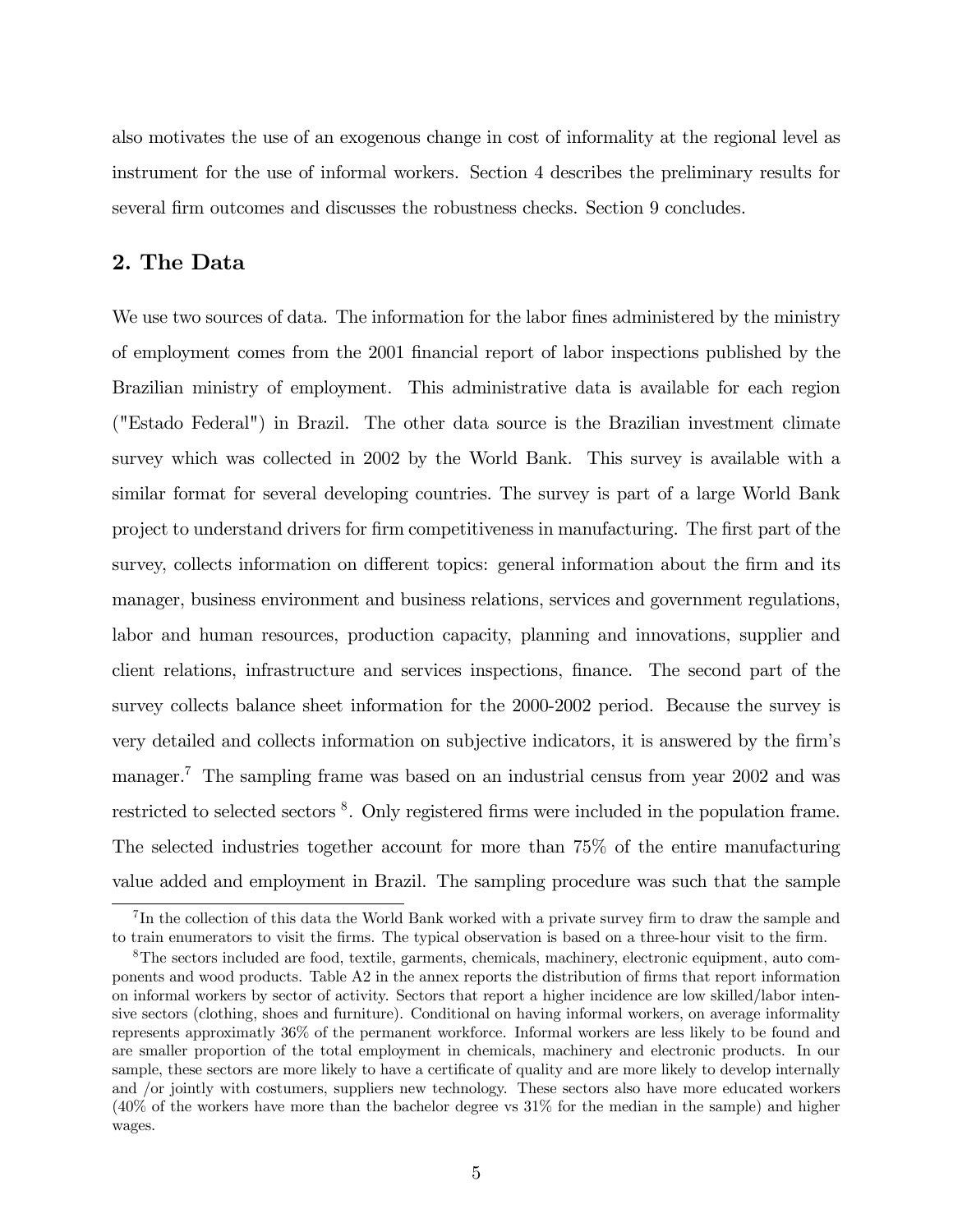also motivates the use of an exogenous change in cost of informality at the regional level as instrument for the use of informal workers. Section 4 describes the preliminary results for several firm outcomes and discusses the robustness checks. Section 9 concludes.

## 2. The Data

We use two sources of data. The information for the labor fines administered by the ministry of employment comes from the 2001 financial report of labor inspections published by the Brazilian ministry of employment. This administrative data is available for each region ("Estado Federal") in Brazil. The other data source is the Brazilian investment climate survey which was collected in 2002 by the World Bank. This survey is available with a similar format for several developing countries. The survey is part of a large World Bank project to understand drivers for firm competitiveness in manufacturing. The first part of the survey, collects information on different topics: general information about the firm and its manager, business environment and business relations, services and government regulations, labor and human resources, production capacity, planning and innovations, supplier and client relations, infrastructure and services inspections, finance. The second part of the survey collects balance sheet information for the 2000-2002 period. Because the survey is very detailed and collects information on subjective indicators, it is answered by the firm's manager.[7] The sampling frame was based on an industrial census from year 2002 and was restricted to selected sectors [8]. Only registered firms were included in the population frame. The selected industries together account for more than 75% of the entire manufacturing value added and employment in Brazil. The sampling procedure was such that the sample

[7] In the collection of this data the World Bank worked with a private survey firm to draw the sample and to train enumerators to visit the firms. The typical observation is based on a three-hour visit to the firm.

[8] The sectors included are food, textile, garments, chemicals, machinery, electronic equipment, auto components and wood products. Table A2 in the annex reports the distribution of firms that report information on informal workers by sector of activity. Sectors that report a higher incidence are low skilled/labor intensive sectors (clothing, shoes and furniture). Conditional on having informal workers, on average informality represents approximatly 36% of the permanent workforce. Informal workers are less likely to be found and are smaller proportion of the total employment in chemicals, machinery and electronic products. In our sample, these sectors are more likely to have a certificate of quality and are more likely to develop internally and /or jointly with costumers, suppliers new technology. These sectors also have more educated workers (40% of the workers have more than the bachelor degree vs 31% for the median in the sample) and higher wages.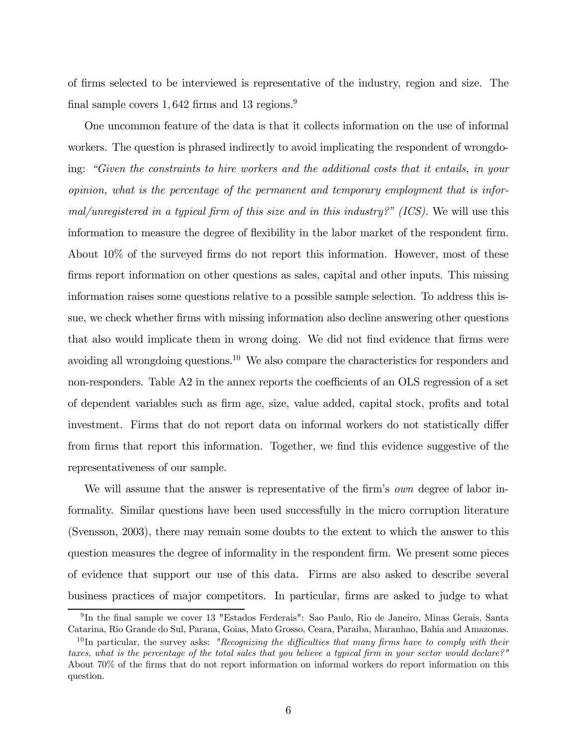of firms selected to be interviewed is representative of the industry, region and size. The final sample covers 1,642 firms and 13 regions.[9]

One uncommon feature of the data is that it collects information on the use of informal workers. The question is phrased indirectly to avoid implicating the respondent of wrongdoing: *"Given the constraints to hire workers and the additional costs that it entails, in your opinion, what is the percentage of the permanent and temporary employment that is informal/unregistered in a typical firm of this size and in this industry?" (ICS).* We will use this information to measure the degree of flexibility in the labor market of the respondent firm. About 10% of the surveyed firms do not report this information. However, most of these firms report information on other questions as sales, capital and other inputs. This missing information raises some questions relative to a possible sample selection. To address this issue, we check whether firms with missing information also decline answering other questions that also would implicate them in wrong doing. We did not find evidence that firms were avoiding all wrongdoing questions.[10] We also compare the characteristics for responders and non-responders. Table A2 in the annex reports the coefficients of an OLS regression of a set of dependent variables such as firm age, size, value added, capital stock, profits and total investment. Firms that do not report data on informal workers do not statistically differ from firms that report this information. Together, we find this evidence suggestive of the representativeness of our sample.

We will assume that the answer is representative of the firm's *own* degree of labor informality. Similar questions have been used successfully in the micro corruption literature (Svensson, 2003), there may remain some doubts to the extent to which the answer to this question measures the degree of informality in the respondent firm. We present some pieces of evidence that support our use of this data. Firms are also asked to describe several business practices of major competitors. In particular, firms are asked to judge to what

---

[9] In the final sample we cover 13 "Estados Ferderais": Sao Paulo, Rio de Janeiro, Minas Gerais, Santa Catarina, Rio Grande do Sul, Parana, Goias, Mato Grosso, Ceara, Paraiba, Maranhao, Bahia and Amazonas.

[10] In particular, the survey asks: *"Recognizing the difficulties that many firms have to comply with their taxes, what is the percentage of the total sales that you believe a typical firm in your sector would declare?"* About 70% of the firms that do not report information on informal workers do report information on this question.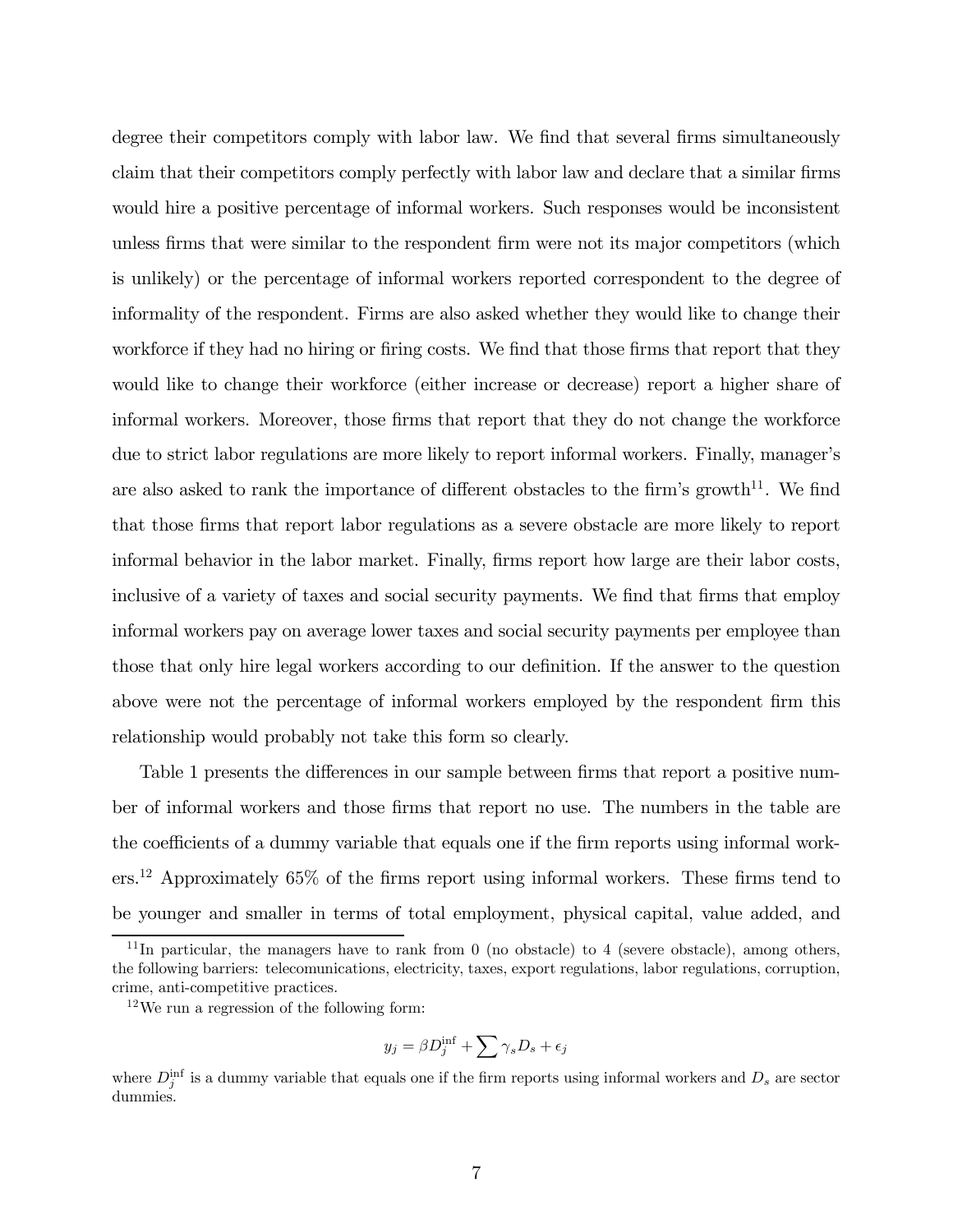degree their competitors comply with labor law. We find that several firms simultaneously claim that their competitors comply perfectly with labor law and declare that a similar firms would hire a positive percentage of informal workers. Such responses would be inconsistent unless firms that were similar to the respondent firm were not its major competitors (which is unlikely) or the percentage of informal workers reported correspondent to the degree of informality of the respondent. Firms are also asked whether they would like to change their workforce if they had no hiring or firing costs. We find that those firms that report that they would like to change their workforce (either increase or decrease) report a higher share of informal workers. Moreover, those firms that report that they do not change the workforce due to strict labor regulations are more likely to report informal workers. Finally, manager's are also asked to rank the importance of different obstacles to the firm's growth[11]. We find that those firms that report labor regulations as a severe obstacle are more likely to report informal behavior in the labor market. Finally, firms report how large are their labor costs, inclusive of a variety of taxes and social security payments. We find that firms that employ informal workers pay on average lower taxes and social security payments per employee than those that only hire legal workers according to our definition. If the answer to the question above were not the percentage of informal workers employed by the respondent firm this relationship would probably not take this form so clearly.

Table 1 presents the differences in our sample between firms that report a positive number of informal workers and those firms that report no use. The numbers in the table are the coefficients of a dummy variable that equals one if the firm reports using informal workers.[12] Approximately 65% of the firms report using informal workers. These firms tend to be younger and smaller in terms of total employment, physical capital, value added, and

---

[11] In particular, the managers have to rank from 0 (no obstacle) to 4 (severe obstacle), among others, the following barriers: telecomunications, electricity, taxes, export regulations, labor regulations, corruption, crime, anti-competitive practices.

[12] We run a regression of the following form:

$$y_j = \beta D_j^{\inf} + \sum \gamma_s D_s + \epsilon_j$$

where $D_j^{\inf}$ is a dummy variable that equals one if the firm reports using informal workers and $D_s$ are sector dummies.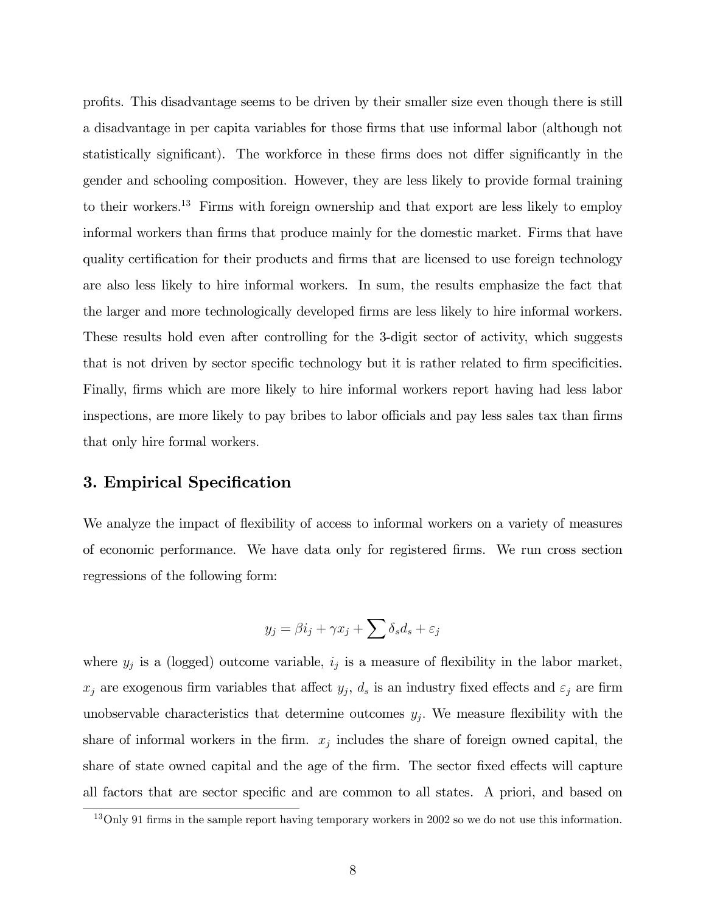profits. This disadvantage seems to be driven by their smaller size even though there is still a disadvantage in per capita variables for those firms that use informal labor (although not statistically significant). The workforce in these firms does not differ significantly in the gender and schooling composition. However, they are less likely to provide formal training to their workers.[13] Firms with foreign ownership and that export are less likely to employ informal workers than firms that produce mainly for the domestic market. Firms that have quality certification for their products and firms that are licensed to use foreign technology are also less likely to hire informal workers. In sum, the results emphasize the fact that the larger and more technologically developed firms are less likely to hire informal workers. These results hold even after controlling for the 3-digit sector of activity, which suggests that is not driven by sector specific technology but it is rather related to firm specificities. Finally, firms which are more likely to hire informal workers report having had less labor inspections, are more likely to pay bribes to labor officials and pay less sales tax than firms that only hire formal workers.

## 3. Empirical Specification

We analyze the impact of flexibility of access to informal workers on a variety of measures of economic performance. We have data only for registered firms. We run cross section regressions of the following form:

$$y_j = \beta i_j + \gamma x_j + \sum \delta_s d_s + \varepsilon_j$$

where $y_j$ is a (logged) outcome variable, $i_j$ is a measure of flexibility in the labor market, $x_j$ are exogenous firm variables that affect $y_j$, $d_s$ is an industry fixed effects and $\varepsilon_j$ are firm unobservable characteristics that determine outcomes $y_j$. We measure flexibility with the share of informal workers in the firm. $x_j$ includes the share of foreign owned capital, the share of state owned capital and the age of the firm. The sector fixed effects will capture all factors that are sector specific and are common to all states. A priori, and based on

[13] Only 91 firms in the sample report having temporary workers in 2002 so we do not use this information.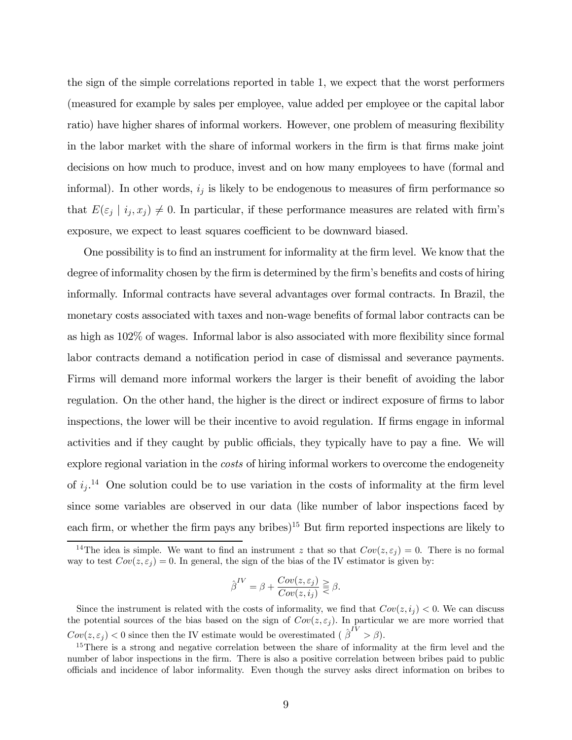the sign of the simple correlations reported in table 1, we expect that the worst performers (measured for example by sales per employee, value added per employee or the capital labor ratio) have higher shares of informal workers. However, one problem of measuring flexibility in the labor market with the share of informal workers in the firm is that firms make joint decisions on how much to produce, invest and on how many employees to have (formal and informal). In other words, $i_j$ is likely to be endogenous to measures of firm performance so that $E(\varepsilon_j \mid i_j, x_j) \neq 0$. In particular, if these performance measures are related with firm's exposure, we expect to least squares coefficient to be downward biased.

One possibility is to find an instrument for informality at the firm level. We know that the degree of informality chosen by the firm is determined by the firm's benefits and costs of hiring informally. Informal contracts have several advantages over formal contracts. In Brazil, the monetary costs associated with taxes and non-wage benefits of formal labor contracts can be as high as 102% of wages. Informal labor is also associated with more flexibility since formal labor contracts demand a notification period in case of dismissal and severance payments. Firms will demand more informal workers the larger is their benefit of avoiding the labor regulation. On the other hand, the higher is the direct or indirect exposure of firms to labor inspections, the lower will be their incentive to avoid regulation. If firms engage in informal activities and if they caught by public officials, they typically have to pay a fine. We will explore regional variation in the *costs* of hiring informal workers to overcome the endogeneity of $i_j$.[14] One solution could be to use variation in the costs of informality at the firm level since some variables are observed in our data (like number of labor inspections faced by each firm, or whether the firm pays any bribes)[15] But firm reported inspections are likely to

[14] The idea is simple. We want to find an instrument $z$ that so that $Cov(z, \varepsilon_j) = 0$. There is no formal way to test $Cov(z, \varepsilon_j) = 0$. In general, the sign of the bias of the IV estimator is given by:

$$\hat{\beta}^{IV} = \beta + \frac{Cov(z, \varepsilon_j)}{Cov(z, i_j)} \gtreqless \beta.$$

Since the instrument is related with the costs of informality, we find that $Cov(z, i_j) < 0$. We can discuss the potential sources of the bias based on the sign of $Cov(z, \varepsilon_j)$. In particular we are more worried that $Cov(z, \varepsilon_j) < 0$ since then the IV estimate would be overestimated ( $\hat{\beta}^{IV} > \beta$).

[15] There is a strong and negative correlation between the share of informality at the firm level and the number of labor inspections in the firm. There is also a positive correlation between bribes paid to public officials and incidence of labor informality. Even though the survey asks direct information on bribes to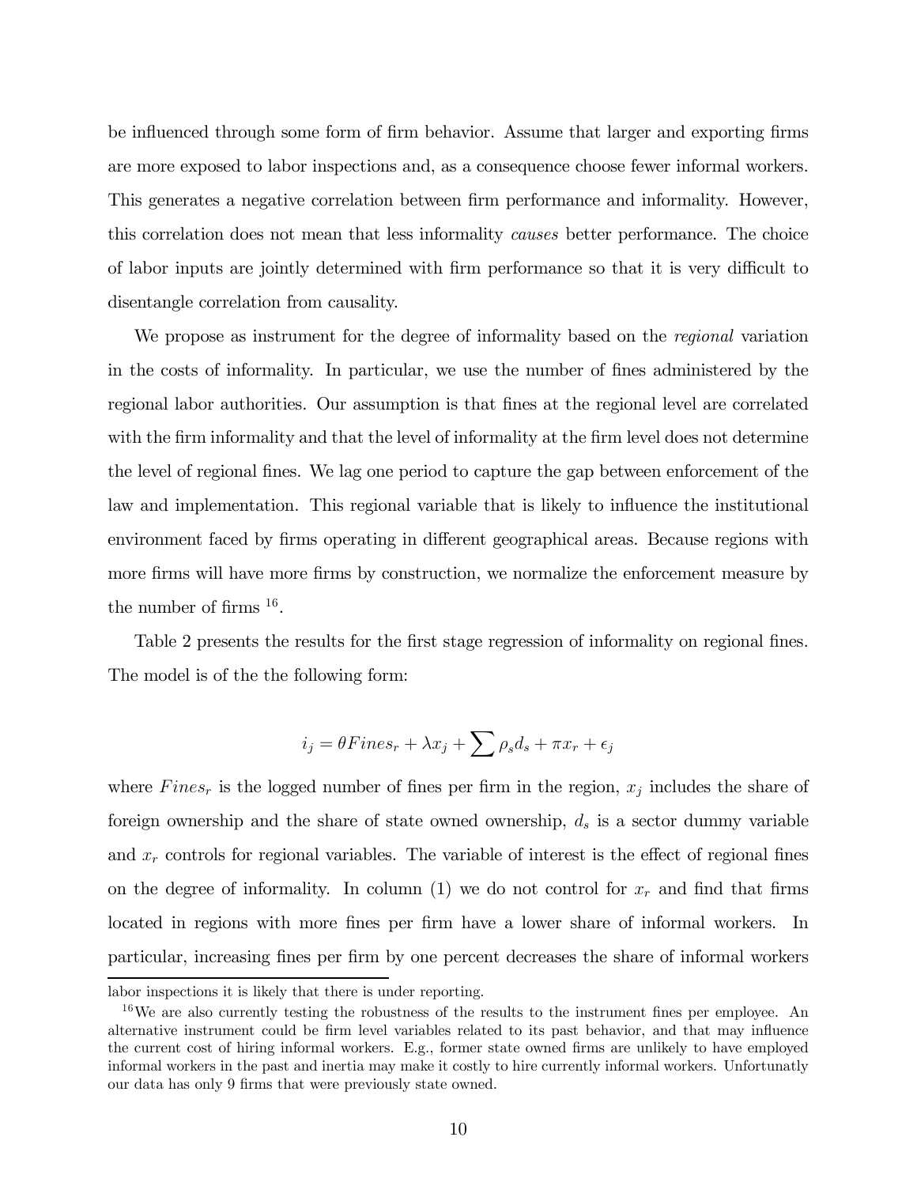be influenced through some form of firm behavior. Assume that larger and exporting firms are more exposed to labor inspections and, as a consequence choose fewer informal workers. This generates a negative correlation between firm performance and informality. However, this correlation does not mean that less informality *causes* better performance. The choice of labor inputs are jointly determined with firm performance so that it is very difficult to disentangle correlation from causality.

We propose as instrument for the degree of informality based on the *regional* variation in the costs of informality. In particular, we use the number of fines administered by the regional labor authorities. Our assumption is that fines at the regional level are correlated with the firm informality and that the level of informality at the firm level does not determine the level of regional fines. We lag one period to capture the gap between enforcement of the law and implementation. This regional variable that is likely to influence the institutional environment faced by firms operating in different geographical areas. Because regions with more firms will have more firms by construction, we normalize the enforcement measure by the number of firms [16].

Table 2 presents the results for the first stage regression of informality on regional fines. The model is of the the following form:

$$i_j = \theta Fines_r + \lambda x_j + \sum \rho_s d_s + \pi x_r + \epsilon_j$$

where $Fines_r$ is the logged number of fines per firm in the region, $x_j$ includes the share of foreign ownership and the share of state owned ownership, $d_s$ is a sector dummy variable and $x_r$ controls for regional variables. The variable of interest is the effect of regional fines on the degree of informality. In column (1) we do not control for $x_r$ and find that firms located in regions with more fines per firm have a lower share of informal workers. In particular, increasing fines per firm by one percent decreases the share of informal workers

---

labor inspections it is likely that there is under reporting.

[16] We are also currently testing the robustness of the results to the instrument fines per employee. An alternative instrument could be firm level variables related to its past behavior, and that may influence the current cost of hiring informal workers. E.g., former state owned firms are unlikely to have employed informal workers in the past and inertia may make it costly to hire currently informal workers. Unfortunatly our data has only 9 firms that were previously state owned.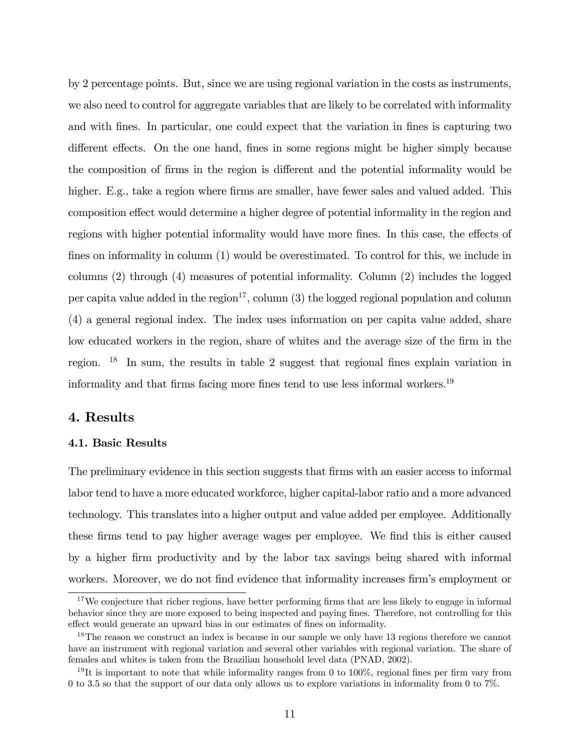by 2 percentage points. But, since we are using regional variation in the costs as instruments, we also need to control for aggregate variables that are likely to be correlated with informality and with fines. In particular, one could expect that the variation in fines is capturing two different effects. On the one hand, fines in some regions might be higher simply because the composition of firms in the region is different and the potential informality would be higher. E.g., take a region where firms are smaller, have fewer sales and valued added. This composition effect would determine a higher degree of potential informality in the region and regions with higher potential informality would have more fines. In this case, the effects of fines on informality in column (1) would be overestimated. To control for this, we include in columns (2) through (4) measures of potential informality. Column (2) includes the logged per capita value added in the region[17], column (3) the logged regional population and column (4) a general regional index. The index uses information on per capita value added, share low educated workers in the region, share of whites and the average size of the firm in the region. [18] In sum, the results in table 2 suggest that regional fines explain variation in informality and that firms facing more fines tend to use less informal workers.[19]

## 4. Results

### 4.1. Basic Results

The preliminary evidence in this section suggests that firms with an easier access to informal labor tend to have a more educated workforce, higher capital-labor ratio and a more advanced technology. This translates into a higher output and value added per employee. Additionally these firms tend to pay higher average wages per employee. We find this is either caused by a higher firm productivity and by the labor tax savings being shared with informal workers. Moreover, we do not find evidence that informality increases firm's employment or

---

[17] We conjecture that richer regions, have better performing firms that are less likely to engage in informal behavior since they are more exposed to being inspected and paying fines. Therefore, not controlling for this effect would generate an upward bias in our estimates of fines on informality.

[18] The reason we construct an index is because in our sample we only have 13 regions therefore we cannot have an instrument with regional variation and several other variables with regional variation. The share of females and whites is taken from the Brazilian household level data (PNAD, 2002).

[19] It is important to note that while informality ranges from 0 to 100%, regional fines per firm vary from 0 to 3.5 so that the support of our data only allows us to explore variations in informality from 0 to 7%.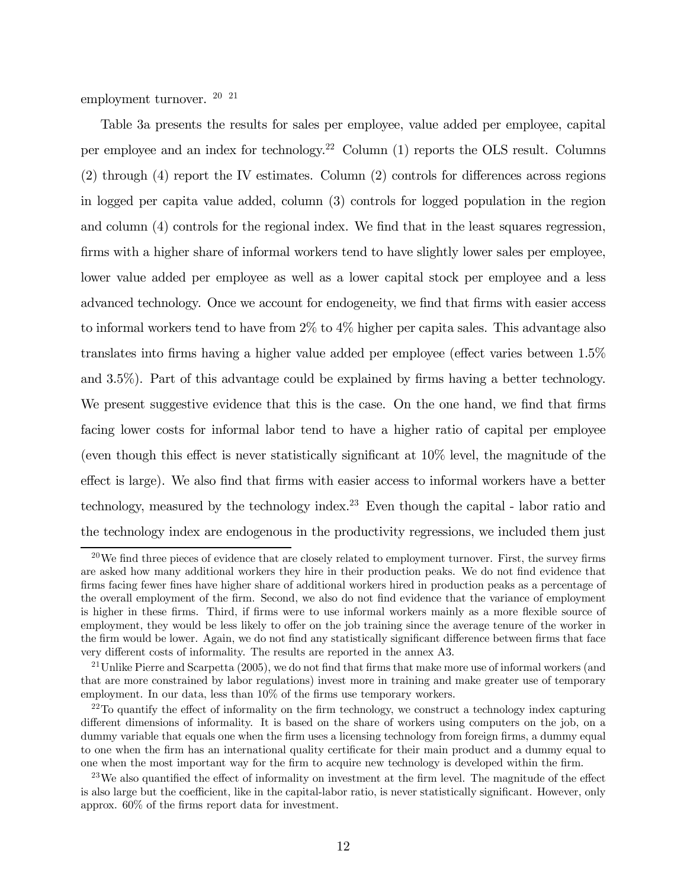employment turnover. [20] [21]

Table 3a presents the results for sales per employee, value added per employee, capital per employee and an index for technology.[22] Column (1) reports the OLS result. Columns (2) through (4) report the IV estimates. Column (2) controls for differences across regions in logged per capita value added, column (3) controls for logged population in the region and column (4) controls for the regional index. We find that in the least squares regression, firms with a higher share of informal workers tend to have slightly lower sales per employee, lower value added per employee as well as a lower capital stock per employee and a less advanced technology. Once we account for endogeneity, we find that firms with easier access to informal workers tend to have from 2% to 4% higher per capita sales. This advantage also translates into firms having a higher value added per employee (effect varies between 1.5% and 3.5%). Part of this advantage could be explained by firms having a better technology. We present suggestive evidence that this is the case. On the one hand, we find that firms facing lower costs for informal labor tend to have a higher ratio of capital per employee (even though this effect is never statistically significant at 10% level, the magnitude of the effect is large). We also find that firms with easier access to informal workers have a better technology, measured by the technology index.[23] Even though the capital - labor ratio and the technology index are endogenous in the productivity regressions, we included them just

[20] We find three pieces of evidence that are closely related to employment turnover. First, the survey firms are asked how many additional workers they hire in their production peaks. We do not find evidence that firms facing fewer fines have higher share of additional workers hired in production peaks as a percentage of the overall employment of the firm. Second, we also do not find evidence that the variance of employment is higher in these firms. Third, if firms were to use informal workers mainly as a more flexible source of employment, they would be less likely to offer on the job training since the average tenure of the worker in the firm would be lower. Again, we do not find any statistically significant difference between firms that face very different costs of informality. The results are reported in the annex A3.

[21] Unlike Pierre and Scarpetta (2005), we do not find that firms that make more use of informal workers (and that are more constrained by labor regulations) invest more in training and make greater use of temporary employment. In our data, less than 10% of the firms use temporary workers.

[22] To quantify the effect of informality on the firm technology, we construct a technology index capturing different dimensions of informality. It is based on the share of workers using computers on the job, on a dummy variable that equals one when the firm uses a licensing technology from foreign firms, a dummy equal to one when the firm has an international quality certificate for their main product and a dummy equal to one when the most important way for the firm to acquire new technology is developed within the firm.

[23] We also quantified the effect of informality on investment at the firm level. The magnitude of the effect is also large but the coefficient, like in the capital-labor ratio, is never statistically significant. However, only approx. 60% of the firms report data for investment.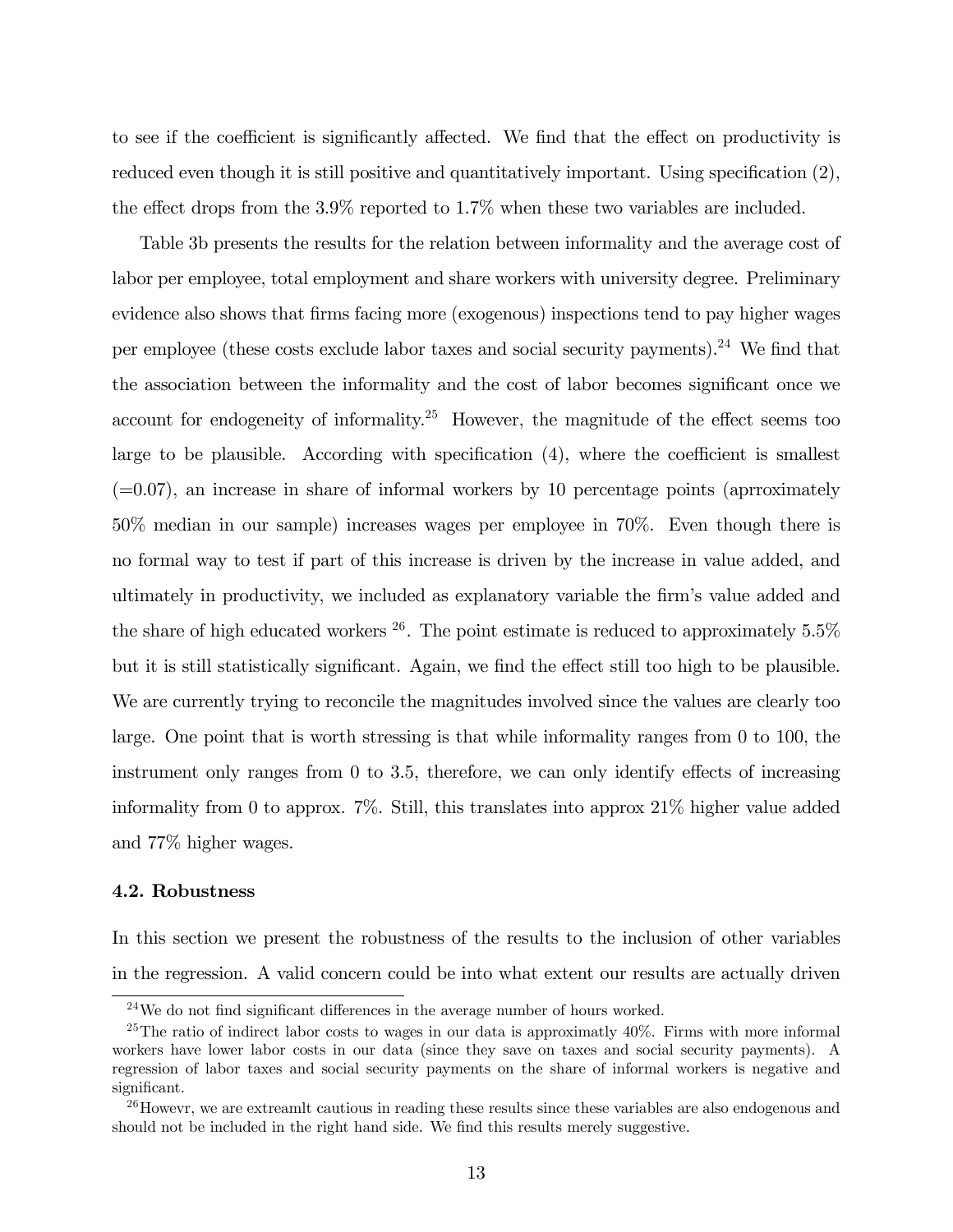to see if the coefficient is significantly affected. We find that the effect on productivity is reduced even though it is still positive and quantitatively important. Using specification (2), the effect drops from the 3.9% reported to 1.7% when these two variables are included.

Table 3b presents the results for the relation between informality and the average cost of labor per employee, total employment and share workers with university degree. Preliminary evidence also shows that firms facing more (exogenous) inspections tend to pay higher wages per employee (these costs exclude labor taxes and social security payments).[24] We find that the association between the informality and the cost of labor becomes significant once we account for endogeneity of informality.[25] However, the magnitude of the effect seems too large to be plausible. According with specification (4), where the coefficient is smallest (=0.07), an increase in share of informal workers by 10 percentage points (aprroximately 50% median in our sample) increases wages per employee in 70%. Even though there is no formal way to test if part of this increase is driven by the increase in value added, and ultimately in productivity, we included as explanatory variable the firm's value added and the share of high educated workers [26]. The point estimate is reduced to approximately 5.5% but it is still statistically significant. Again, we find the effect still too high to be plausible. We are currently trying to reconcile the magnitudes involved since the values are clearly too large. One point that is worth stressing is that while informality ranges from 0 to 100, the instrument only ranges from 0 to 3.5, therefore, we can only identify effects of increasing informality from 0 to approx. 7%. Still, this translates into approx 21% higher value added and 77% higher wages.

### 4.2. Robustness

In this section we present the robustness of the results to the inclusion of other variables in the regression. A valid concern could be into what extent our results are actually driven

---

[24] We do not find significant differences in the average number of hours worked.

[25] The ratio of indirect labor costs to wages in our data is approximatly 40%. Firms with more informal workers have lower labor costs in our data (since they save on taxes and social security payments). A regression of labor taxes and social security payments on the share of informal workers is negative and significant.

[26] Howevr, we are extreamlt cautious in reading these results since these variables are also endogenous and should not be included in the right hand side. We find this results merely suggestive.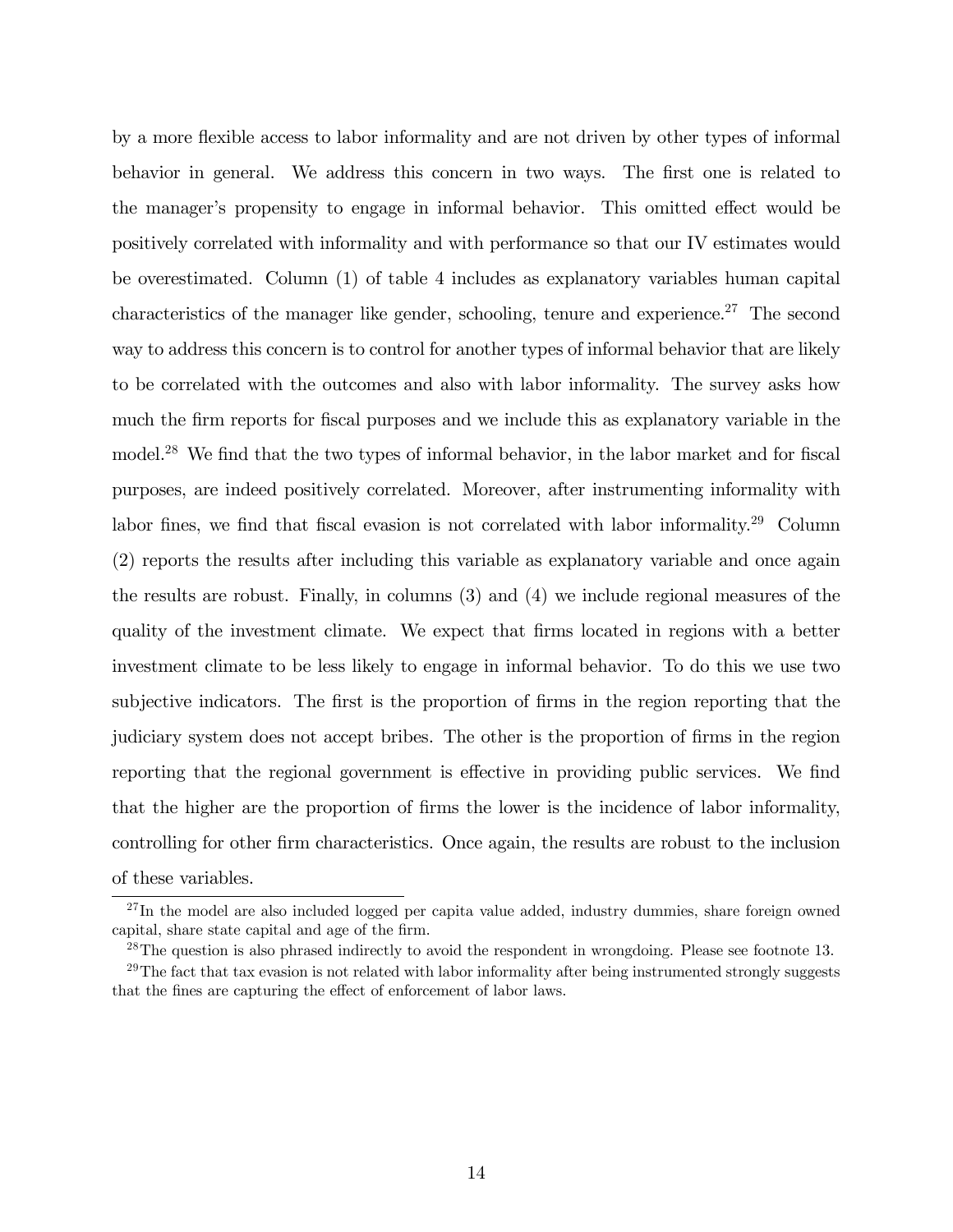by a more flexible access to labor informality and are not driven by other types of informal behavior in general. We address this concern in two ways. The first one is related to the manager's propensity to engage in informal behavior. This omitted effect would be positively correlated with informality and with performance so that our IV estimates would be overestimated. Column (1) of table 4 includes as explanatory variables human capital characteristics of the manager like gender, schooling, tenure and experience.[27] The second way to address this concern is to control for another types of informal behavior that are likely to be correlated with the outcomes and also with labor informality. The survey asks how much the firm reports for fiscal purposes and we include this as explanatory variable in the model.[28] We find that the two types of informal behavior, in the labor market and for fiscal purposes, are indeed positively correlated. Moreover, after instrumenting informality with labor fines, we find that fiscal evasion is not correlated with labor informality.[29] Column (2) reports the results after including this variable as explanatory variable and once again the results are robust. Finally, in columns (3) and (4) we include regional measures of the quality of the investment climate. We expect that firms located in regions with a better investment climate to be less likely to engage in informal behavior. To do this we use two subjective indicators. The first is the proportion of firms in the region reporting that the judiciary system does not accept bribes. The other is the proportion of firms in the region reporting that the regional government is effective in providing public services. We find that the higher are the proportion of firms the lower is the incidence of labor informality, controlling for other firm characteristics. Once again, the results are robust to the inclusion of these variables.

---

[27] In the model are also included logged per capita value added, industry dummies, share foreign owned capital, share state capital and age of the firm.

[28] The question is also phrased indirectly to avoid the respondent in wrongdoing. Please see footnote 13.

[29] The fact that tax evasion is not related with labor informality after being instrumented strongly suggests that the fines are capturing the effect of enforcement of labor laws.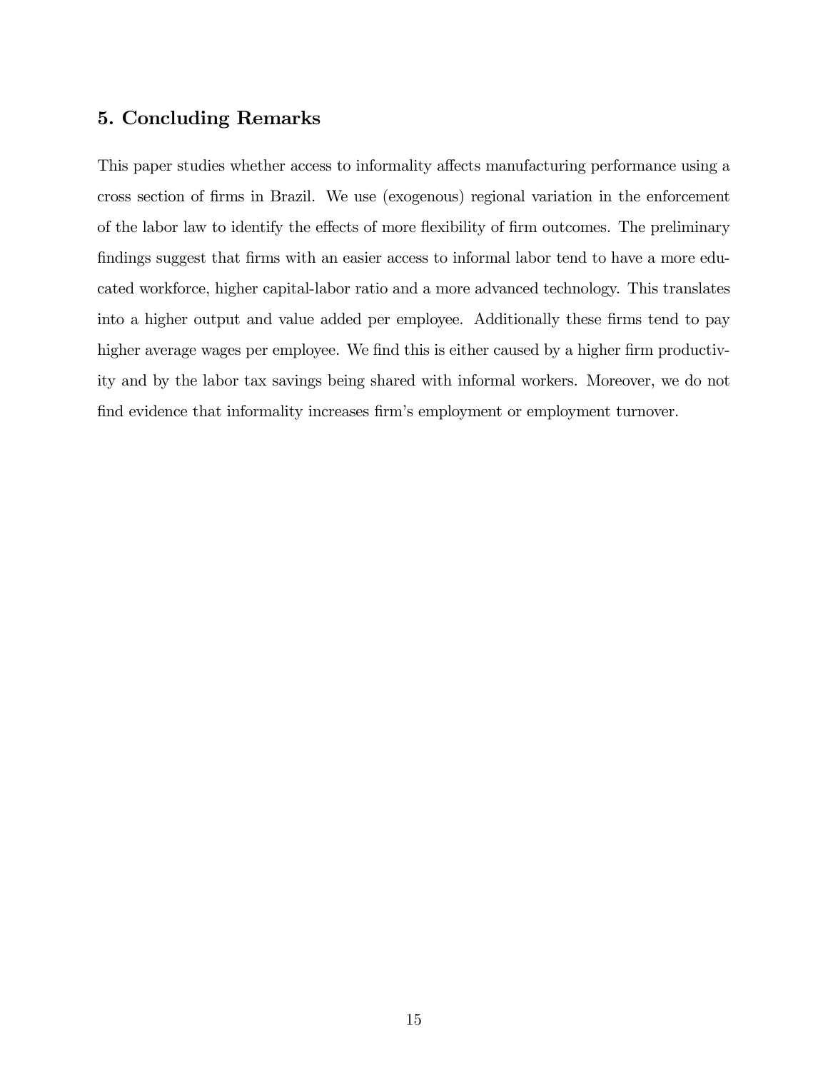## 5. Concluding Remarks

This paper studies whether access to informality affects manufacturing performance using a cross section of firms in Brazil. We use (exogenous) regional variation in the enforcement of the labor law to identify the effects of more flexibility of firm outcomes. The preliminary findings suggest that firms with an easier access to informal labor tend to have a more educated workforce, higher capital-labor ratio and a more advanced technology. This translates into a higher output and value added per employee. Additionally these firms tend to pay higher average wages per employee. We find this is either caused by a higher firm productivity and by the labor tax savings being shared with informal workers. Moreover, we do not find evidence that informality increases firm's employment or employment turnover.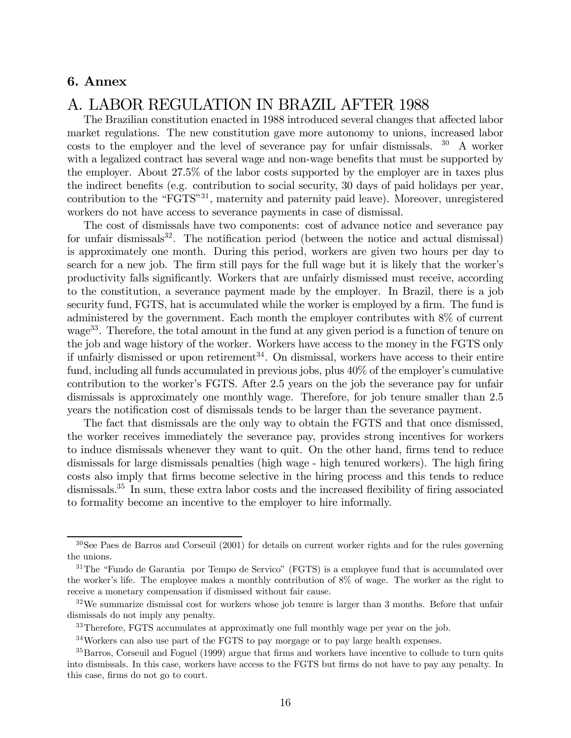## 6. Annex

# A. LABOR REGULATION IN BRAZIL AFTER 1988

The Brazilian constitution enacted in 1988 introduced several changes that affected labor market regulations. The new constitution gave more autonomy to unions, increased labor costs to the employer and the level of severance pay for unfair dismissals. [30] A worker with a legalized contract has several wage and non-wage benefits that must be supported by the employer. About 27.5% of the labor costs supported by the employer are in taxes plus the indirect benefits (e.g. contribution to social security, 30 days of paid holidays per year, contribution to the "FGTS"[31], maternity and paternity paid leave). Moreover, unregistered workers do not have access to severance payments in case of dismissal.

The cost of dismissals have two components: cost of advance notice and severance pay for unfair dismissals[32]. The notification period (between the notice and actual dismissal) is approximately one month. During this period, workers are given two hours per day to search for a new job. The firm still pays for the full wage but it is likely that the worker's productivity falls significantly. Workers that are unfairly dismissed must receive, according to the constitution, a severance payment made by the employer. In Brazil, there is a job security fund, FGTS, hat is accumulated while the worker is employed by a firm. The fund is administered by the government. Each month the employer contributes with 8% of current wage[33]. Therefore, the total amount in the fund at any given period is a function of tenure on the job and wage history of the worker. Workers have access to the money in the FGTS only if unfairly dismissed or upon retirement[34]. On dismissal, workers have access to their entire fund, including all funds accumulated in previous jobs, plus 40% of the employer's cumulative contribution to the worker's FGTS. After 2.5 years on the job the severance pay for unfair dismissals is approximately one monthly wage. Therefore, for job tenure smaller than 2.5 years the notification cost of dismissals tends to be larger than the severance payment.

The fact that dismissals are the only way to obtain the FGTS and that once dismissed, the worker receives immediately the severance pay, provides strong incentives for workers to induce dismissals whenever they want to quit. On the other hand, firms tend to reduce dismissals for large dismissals penalties (high wage - high tenured workers). The high firing costs also imply that firms become selective in the hiring process and this tends to reduce dismissals.[35] In sum, these extra labor costs and the increased flexibility of firing associated to formality become an incentive to the employer to hire informally.

---

[30] See Paes de Barros and Corseuil (2001) for details on current worker rights and for the rules governing the unions.

[31] The "Fundo de Garantia por Tempo de Servico" (FGTS) is a employee fund that is accumulated over the worker's life. The employee makes a monthly contribution of 8% of wage. The worker as the right to receive a monetary compensation if dismissed without fair cause.

[32] We summarize dismissal cost for workers whose job tenure is larger than 3 months. Before that unfair dismissals do not imply any penalty.

[33] Therefore, FGTS accumulates at approximatly one full monthly wage per year on the job.

[34] Workers can also use part of the FGTS to pay morgage or to pay large health expenses.

[35] Barros, Corseuil and Foguel (1999) argue that firms and workers have incentive to collude to turn quits into dismissals. In this case, workers have access to the FGTS but firms do not have to pay any penalty. In this case, firms do not go to court.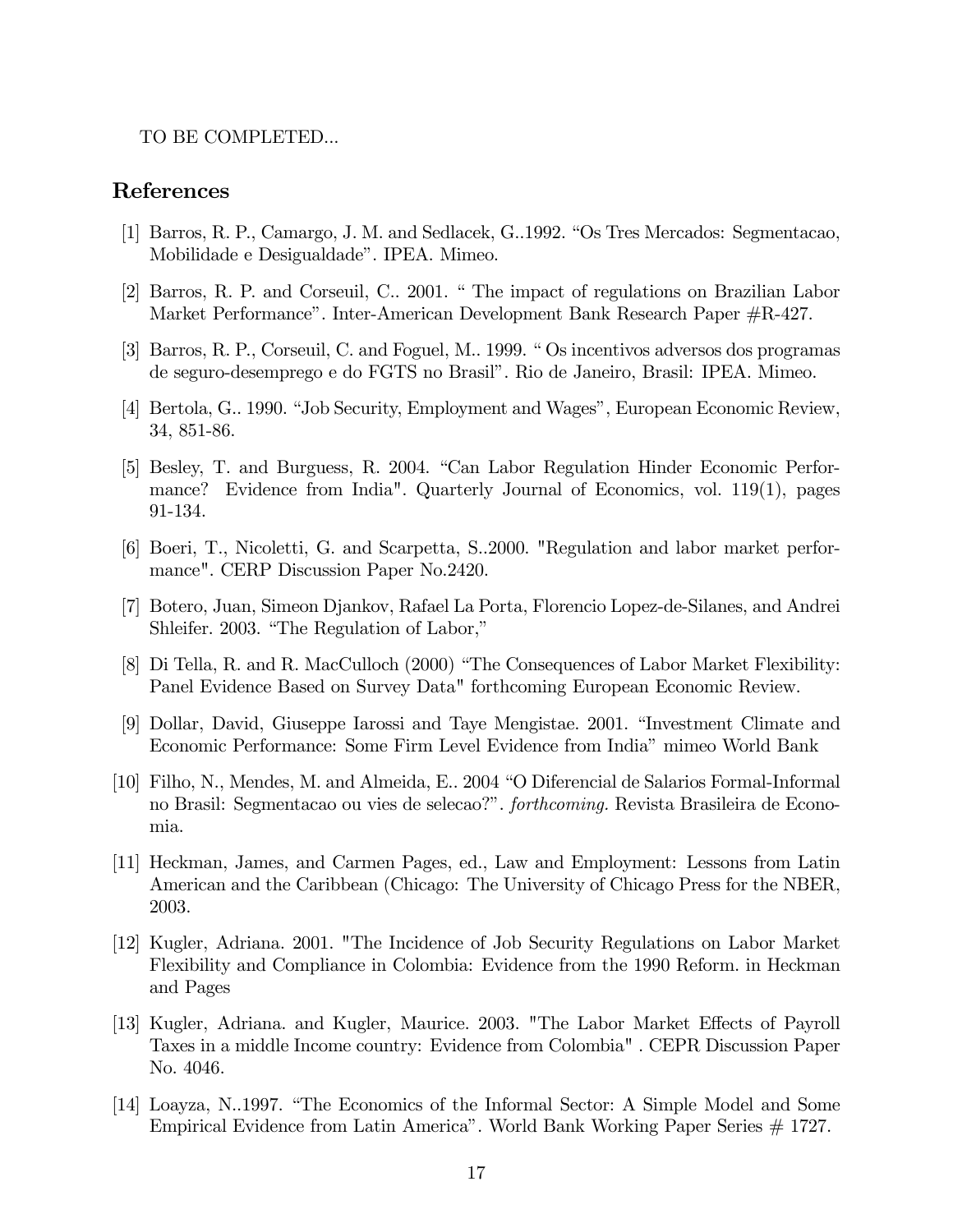TO BE COMPLETED...

## References

[1] Barros, R. P., Camargo, J. M. and Sedlacek, G..1992. "Os Tres Mercados: Segmentacao, Mobilidade e Desigualdade". IPEA. Mimeo.

[2] Barros, R. P. and Corseuil, C.. 2001. " The impact of regulations on Brazilian Labor Market Performance". Inter-American Development Bank Research Paper #R-427.

[3] Barros, R. P., Corseuil, C. and Foguel, M.. 1999. " Os incentivos adversos dos programas de seguro-desemprego e do FGTS no Brasil". Rio de Janeiro, Brasil: IPEA. Mimeo.

[4] Bertola, G.. 1990. "Job Security, Employment and Wages", European Economic Review, 34, 851-86.

[5] Besley, T. and Burguess, R. 2004. "Can Labor Regulation Hinder Economic Performance? Evidence from India". Quarterly Journal of Economics, vol. 119(1), pages 91-134.

[6] Boeri, T., Nicoletti, G. and Scarpetta, S..2000. "Regulation and labor market performance". CERP Discussion Paper No.2420.

[7] Botero, Juan, Simeon Djankov, Rafael La Porta, Florencio Lopez-de-Silanes, and Andrei Shleifer. 2003. "The Regulation of Labor,"

[8] Di Tella, R. and R. MacCulloch (2000) "The Consequences of Labor Market Flexibility: Panel Evidence Based on Survey Data" forthcoming European Economic Review.

[9] Dollar, David, Giuseppe Iarossi and Taye Mengistae. 2001. "Investment Climate and Economic Performance: Some Firm Level Evidence from India" mimeo World Bank

[10] Filho, N., Mendes, M. and Almeida, E.. 2004 "O Diferencial de Salarios Formal-Informal no Brasil: Segmentacao ou vies de selecao?". *forthcoming.* Revista Brasileira de Economia.

[11] Heckman, James, and Carmen Pages, ed., Law and Employment: Lessons from Latin American and the Caribbean (Chicago: The University of Chicago Press for the NBER, 2003.

[12] Kugler, Adriana. 2001. "The Incidence of Job Security Regulations on Labor Market Flexibility and Compliance in Colombia: Evidence from the 1990 Reform. in Heckman and Pages

[13] Kugler, Adriana. and Kugler, Maurice. 2003. "The Labor Market Effects of Payroll Taxes in a middle Income country: Evidence from Colombia" . CEPR Discussion Paper No. 4046.

[14] Loayza, N..1997. "The Economics of the Informal Sector: A Simple Model and Some Empirical Evidence from Latin America". World Bank Working Paper Series # 1727.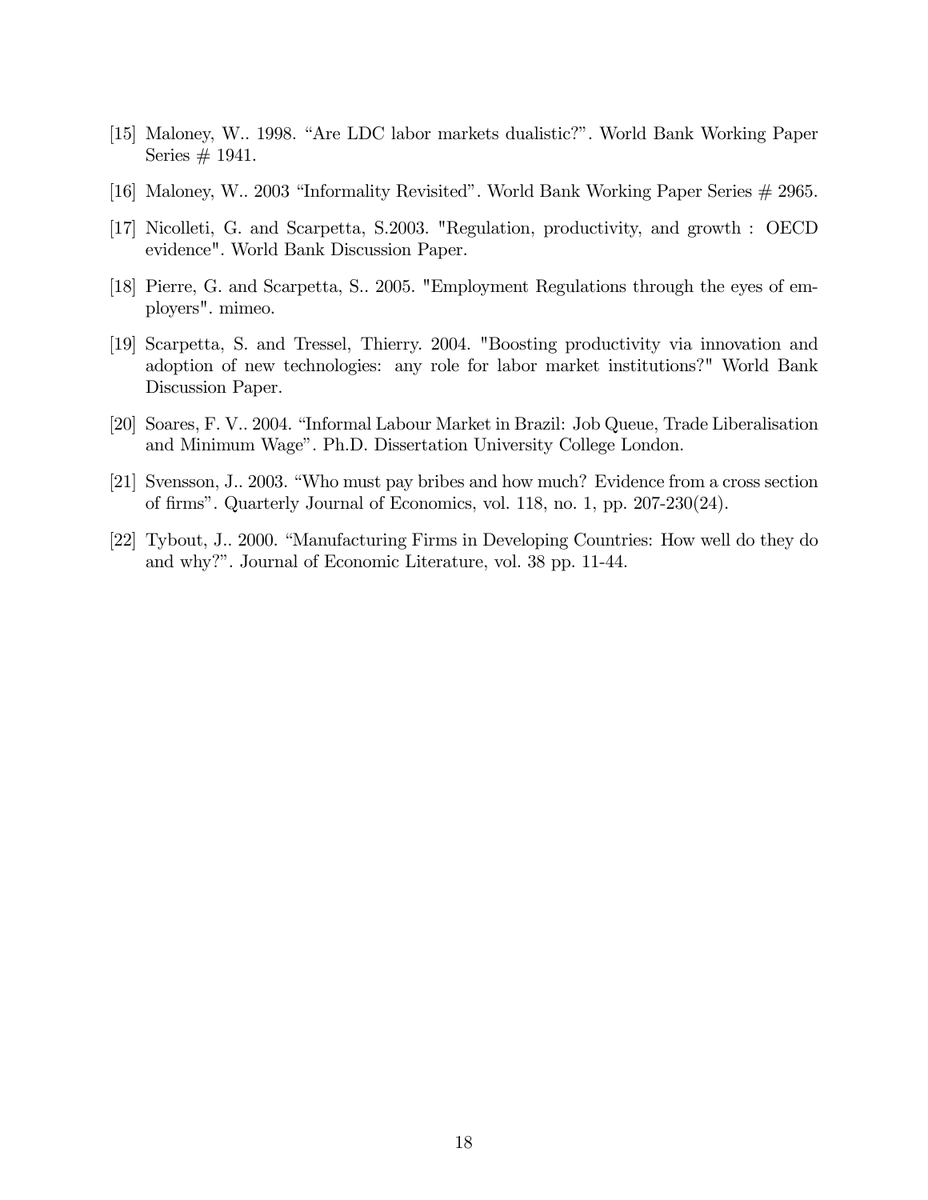[15] Maloney, W.. 1998. "Are LDC labor markets dualistic?". World Bank Working Paper Series # 1941.

[16] Maloney, W.. 2003 "Informality Revisited". World Bank Working Paper Series # 2965.

[17] Nicolleti, G. and Scarpetta, S.2003. "Regulation, productivity, and growth : OECD evidence". World Bank Discussion Paper.

[18] Pierre, G. and Scarpetta, S.. 2005. "Employment Regulations through the eyes of employers". mimeo.

[19] Scarpetta, S. and Tressel, Thierry. 2004. "Boosting productivity via innovation and adoption of new technologies: any role for labor market institutions?" World Bank Discussion Paper.

[20] Soares, F. V.. 2004. "Informal Labour Market in Brazil: Job Queue, Trade Liberalisation and Minimum Wage". Ph.D. Dissertation University College London.

[21] Svensson, J.. 2003. "Who must pay bribes and how much? Evidence from a cross section of firms". Quarterly Journal of Economics, vol. 118, no. 1, pp. 207-230(24).

[22] Tybout, J.. 2000. "Manufacturing Firms in Developing Countries: How well do they do and why?". Journal of Economic Literature, vol. 38 pp. 11-44.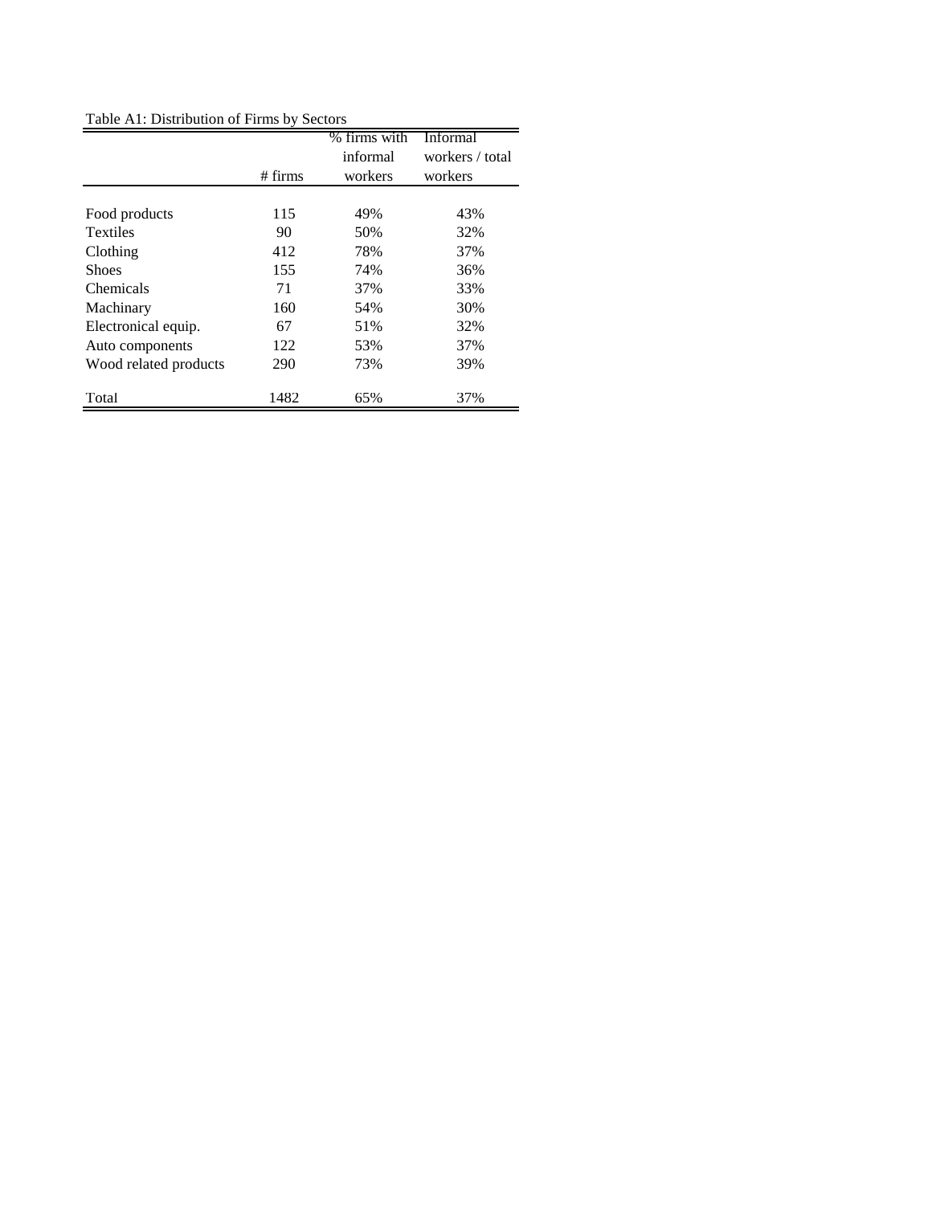Table A1: Distribution of Firms by Sectors

| | # firms | % firms with informal workers | Informal workers / total workers |
|---|---|---|---|
| Food products | 115 | 49% | 43% |
| Textiles | 90 | 50% | 32% |
| Clothing | 412 | 78% | 37% |
| Shoes | 155 | 74% | 36% |
| Chemicals | 71 | 37% | 33% |
| Machinary | 160 | 54% | 30% |
| Electronical equip. | 67 | 51% | 32% |
| Auto components | 122 | 53% | 37% |
| Wood related products | 290 | 73% | 39% |
| Total | 1482 | 65% | 37% |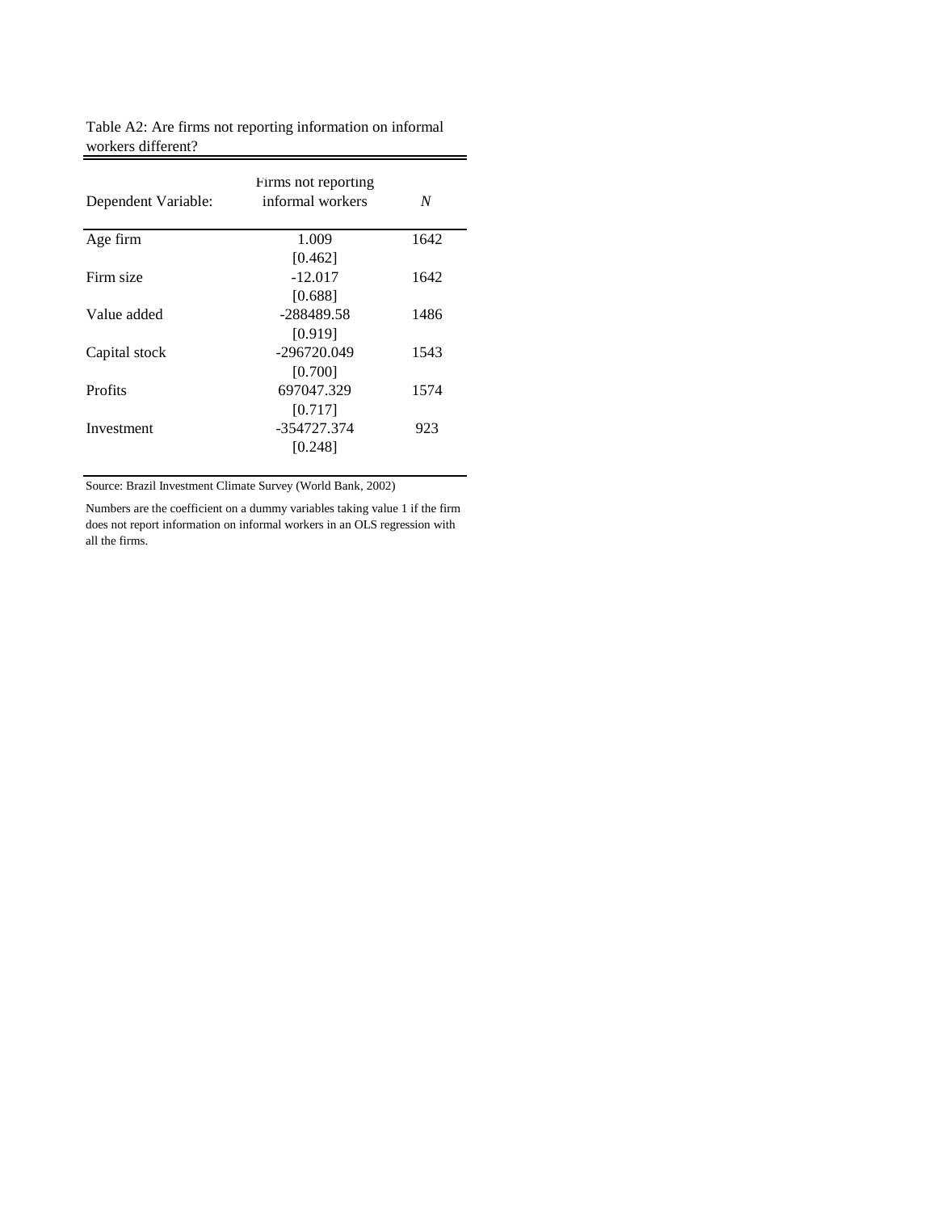Table A2: Are firms not reporting information on informal workers different?

| Dependent Variable: | Firms not reporting informal workers | *N* |
|---|---|---|
| Age firm | 1.009 | 1642 |
| | [0.462] | |
| Firm size | -12.017 | 1642 |
| | [0.688] | |
| Value added | -288489.58 | 1486 |
| | [0.919] | |
| Capital stock | -296720.049 | 1543 |
| | [0.700] | |
| Profits | 697047.329 | 1574 |
| | [0.717] | |
| Investment | -354727.374 | 923 |
| | [0.248] | |

Source: Brazil Investment Climate Survey (World Bank, 2002)

Numbers are the coefficient on a dummy variables taking value 1 if the firm does not report information on informal workers in an OLS regression with all the firms.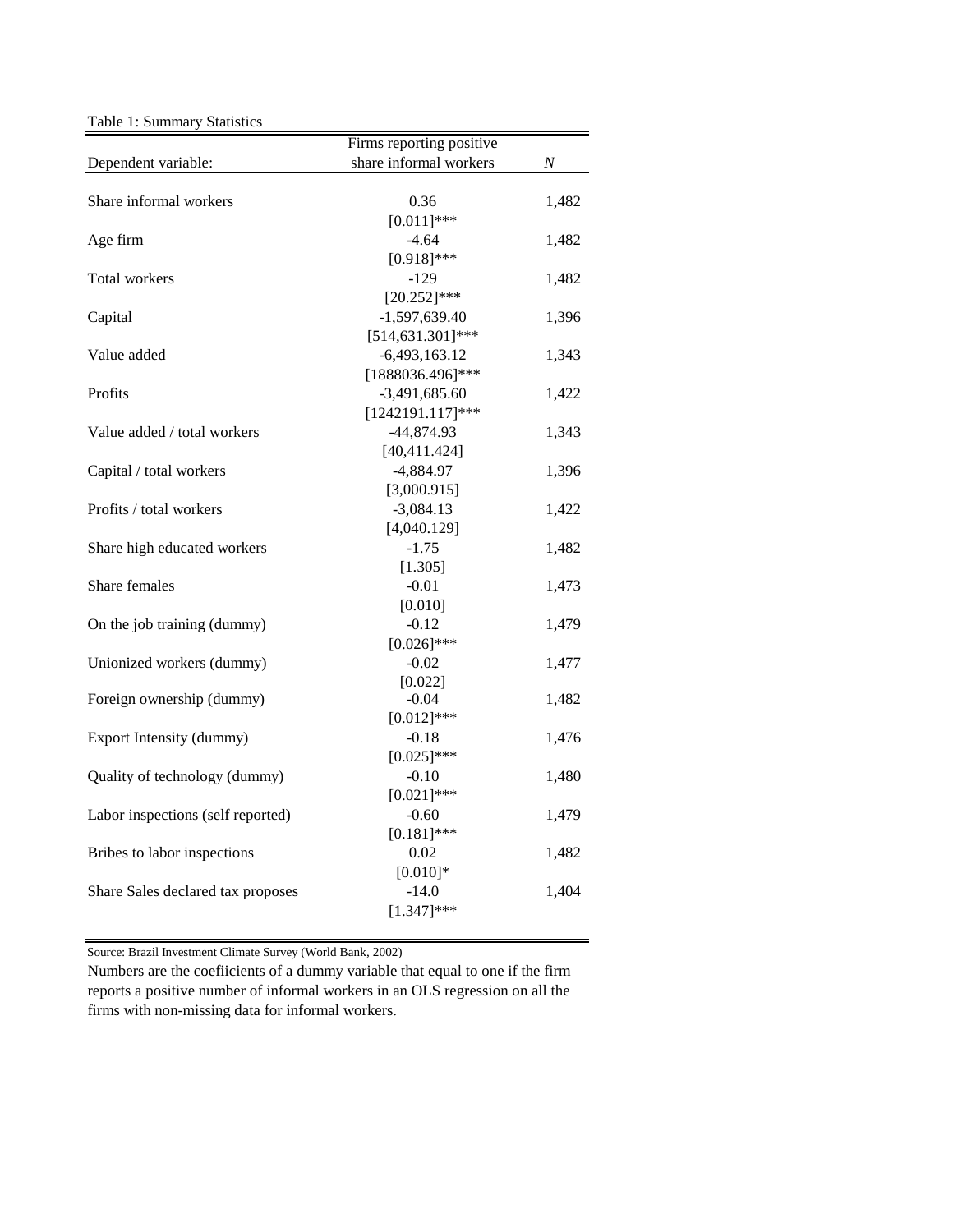Table 1: Summary Statistics

| Dependent variable: | Firms reporting positive share informal workers | *N* |
|---|---|---|
| Share informal workers | 0.36 | 1,482 |
| | [0.011]*** | |
| Age firm | -4.64 | 1,482 |
| | [0.918]*** | |
| Total workers | -129 | 1,482 |
| | [20.252]*** | |
| Capital | -1,597,639.40 | 1,396 |
| | [514,631.301]*** | |
| Value added | -6,493,163.12 | 1,343 |
| | [1888036.496]*** | |
| Profits | -3,491,685.60 | 1,422 |
| | [1242191.117]*** | |
| Value added / total workers | -44,874.93 | 1,343 |
| | [40,411.424] | |
| Capital / total workers | -4,884.97 | 1,396 |
| | [3,000.915] | |
| Profits / total workers | -3,084.13 | 1,422 |
| | [4,040.129] | |
| Share high educated workers | -1.75 | 1,482 |
| | [1.305] | |
| Share females | -0.01 | 1,473 |
| | [0.010] | |
| On the job training (dummy) | -0.12 | 1,479 |
| | [0.026]*** | |
| Unionized workers (dummy) | -0.02 | 1,477 |
| | [0.022] | |
| Foreign ownership (dummy) | -0.04 | 1,482 |
| | [0.012]*** | |
| Export Intensity (dummy) | -0.18 | 1,476 |
| | [0.025]*** | |
| Quality of technology (dummy) | -0.10 | 1,480 |
| | [0.021]*** | |
| Labor inspections (self reported) | -0.60 | 1,479 |
| | [0.181]*** | |
| Bribes to labor inspections | 0.02 | 1,482 |
| | [0.010]* | |
| Share Sales declared tax proposes | -14.0 | 1,404 |
| | [1.347]*** | |

Source: Brazil Investment Climate Survey (World Bank, 2002)

Numbers are the coefiicients of a dummy variable that equal to one if the firm reports a positive number of informal workers in an OLS regression on all the firms with non-missing data for informal workers.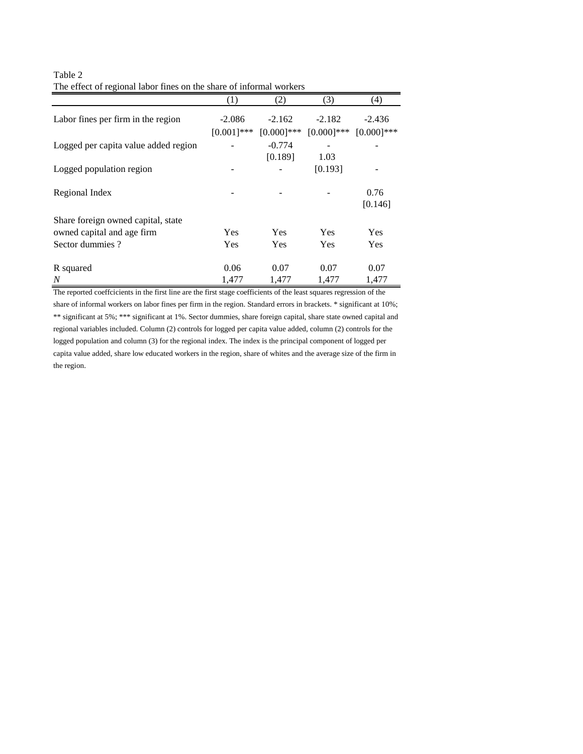Table 2
The effect of regional labor fines on the share of informal workers

| | (1) | (2) | (3) | (4) |
|---|---|---|---|---|
| Labor fines per firm in the region | -2.086 | -2.162 | -2.182 | -2.436 |
| | [0.001]*** | [0.000]*** | [0.000]*** | [0.000]*** |
| Logged per capita value added region | - | -0.774 | - | - |
| | | [0.189] | 1.03 | |
| Logged population region | - | - | [0.193] | - |
| Regional Index | - | - | - | 0.76 |
| | | | | [0.146] |
| Share foreign owned capital, state owned capital and age firm | Yes | Yes | Yes | Yes |
| Sector dummies ? | Yes | Yes | Yes | Yes |
| R squared | 0.06 | 0.07 | 0.07 | 0.07 |
| *N* | 1,477 | 1,477 | 1,477 | 1,477 |

The reported coeffcicients in the first line are the first stage coefficients of the least squares regression of the share of informal workers on labor fines per firm in the region. Standard errors in brackets. * significant at 10%; ** significant at 5%; *** significant at 1%. Sector dummies, share foreign capital, share state owned capital and regional variables included. Column (2) controls for logged per capita value added, column (2) controls for the logged population and column (3) for the regional index. The index is the principal component of logged per capita value added, share low educated workers in the region, share of whites and the average size of the firm in the region.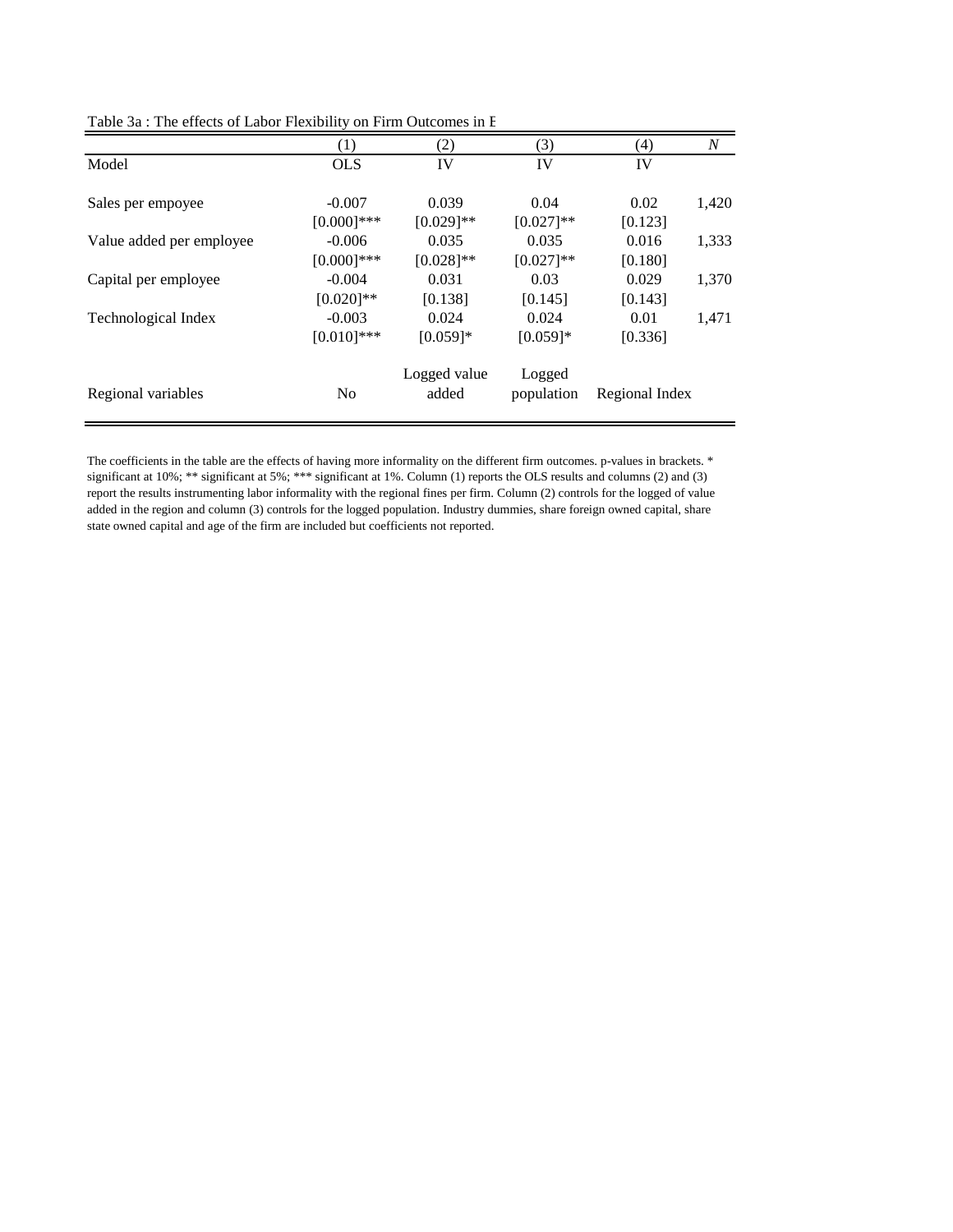Table 3a : The effects of Labor Flexibility on Firm Outcomes in E

| | (1) | (2) | (3) | (4) | *N* |
|---|---|---|---|---|---|
| Model | OLS | IV | IV | IV | |
| Sales per empoyee | -0.007 | 0.039 | 0.04 | 0.02 | 1,420 |
| | [0.000]*** | [0.029]** | [0.027]** | [0.123] | |
| Value added per employee | -0.006 | 0.035 | 0.035 | 0.016 | 1,333 |
| | [0.000]*** | [0.028]** | [0.027]** | [0.180] | |
| Capital per employee | -0.004 | 0.031 | 0.03 | 0.029 | 1,370 |
| | [0.020]** | [0.138] | [0.145] | [0.143] | |
| Technological Index | -0.003 | 0.024 | 0.024 | 0.01 | 1,471 |
| | [0.010]*** | [0.059]* | [0.059]* | [0.336] | |
| Regional variables | No | Logged value added | Logged population | Regional Index | |

The coefficients in the table are the effects of having more informality on the different firm outcomes. p-values in brackets. * significant at 10%; ** significant at 5%; *** significant at 1%. Column (1) reports the OLS results and columns (2) and (3) report the results instrumenting labor informality with the regional fines per firm. Column (2) controls for the logged of value added in the region and column (3) controls for the logged population. Industry dummies, share foreign owned capital, share state owned capital and age of the firm are included but coefficients not reported.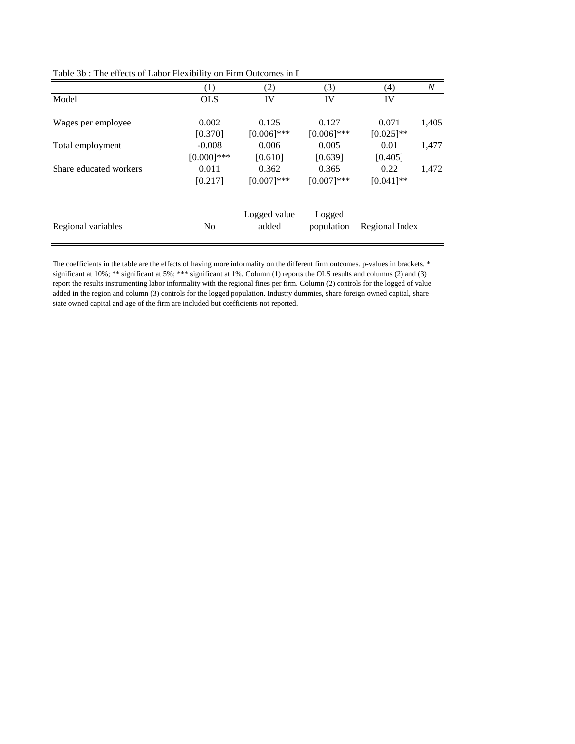Table 3b : The effects of Labor Flexibility on Firm Outcomes in E

| | (1) | (2) | (3) | (4) | *N* |
|---|---|---|---|---|---|
| Model | OLS | IV | IV | IV | |
| Wages per employee | 0.002 | 0.125 | 0.127 | 0.071 | 1,405 |
| | [0.370] | [0.006]*** | [0.006]*** | [0.025]** | |
| Total employment | -0.008 | 0.006 | 0.005 | 0.01 | 1,477 |
| | [0.000]*** | [0.610] | [0.639] | [0.405] | |
| Share educated workers | 0.011 | 0.362 | 0.365 | 0.22 | 1,472 |
| | [0.217] | [0.007]*** | [0.007]*** | [0.041]** | |
| Regional variables | No | Logged value added | Logged population | Regional Index | |

The coefficients in the table are the effects of having more informality on the different firm outcomes. p-values in brackets. * significant at 10%; ** significant at 5%; *** significant at 1%. Column (1) reports the OLS results and columns (2) and (3) report the results instrumenting labor informality with the regional fines per firm. Column (2) controls for the logged of value added in the region and column (3) controls for the logged population. Industry dummies, share foreign owned capital, share state owned capital and age of the firm are included but coefficients not reported.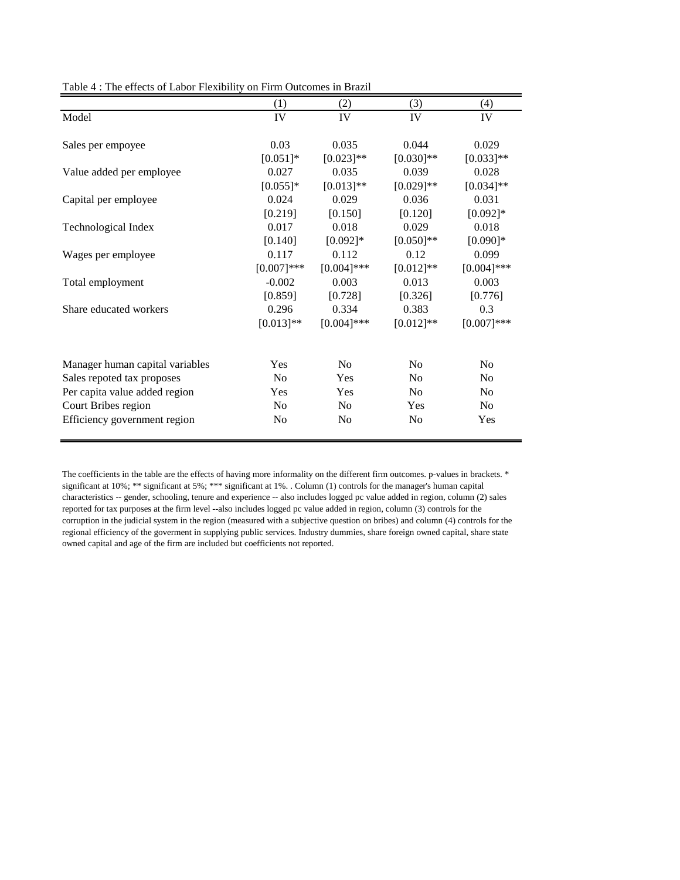Table 4 : The effects of Labor Flexibility on Firm Outcomes in Brazil

| | (1) | (2) | (3) | (4) |
|---|---|---|---|---|
| Model | IV | IV | IV | IV |
| Sales per empoyee | 0.03 | 0.035 | 0.044 | 0.029 |
| | [0.051]* | [0.023]** | [0.030]** | [0.033]** |
| Value added per employee | 0.027 | 0.035 | 0.039 | 0.028 |
| | [0.055]* | [0.013]** | [0.029]** | [0.034]** |
| Capital per employee | 0.024 | 0.029 | 0.036 | 0.031 |
| | [0.219] | [0.150] | [0.120] | [0.092]* |
| Technological Index | 0.017 | 0.018 | 0.029 | 0.018 |
| | [0.140] | [0.092]* | [0.050]** | [0.090]* |
| Wages per employee | 0.117 | 0.112 | 0.12 | 0.099 |
| | [0.007]*** | [0.004]*** | [0.012]** | [0.004]*** |
| Total employment | -0.002 | 0.003 | 0.013 | 0.003 |
| | [0.859] | [0.728] | [0.326] | [0.776] |
| Share educated workers | 0.296 | 0.334 | 0.383 | 0.3 |
| | [0.013]** | [0.004]*** | [0.012]** | [0.007]*** |
| Manager human capital variables | Yes | No | No | No |
| Sales repoted tax proposes | No | Yes | No | No |
| Per capita value added region | Yes | Yes | No | No |
| Court Bribes region | No | No | Yes | No |
| Efficiency government region | No | No | No | Yes |

The coefficients in the table are the effects of having more informality on the different firm outcomes. p-values in brackets. * significant at 10%; ** significant at 5%; *** significant at 1%. . Column (1) controls for the manager's human capital characteristics -- gender, schooling, tenure and experience -- also includes logged pc value added in region, column (2) sales reported for tax purposes at the firm level --also includes logged pc value added in region, column (3) controls for the corruption in the judicial system in the region (measured with a subjective question on bribes) and column (4) controls for the regional efficiency of the goverment in supplying public services. Industry dummies, share foreign owned capital, share state owned capital and age of the firm are included but coefficients not reported.